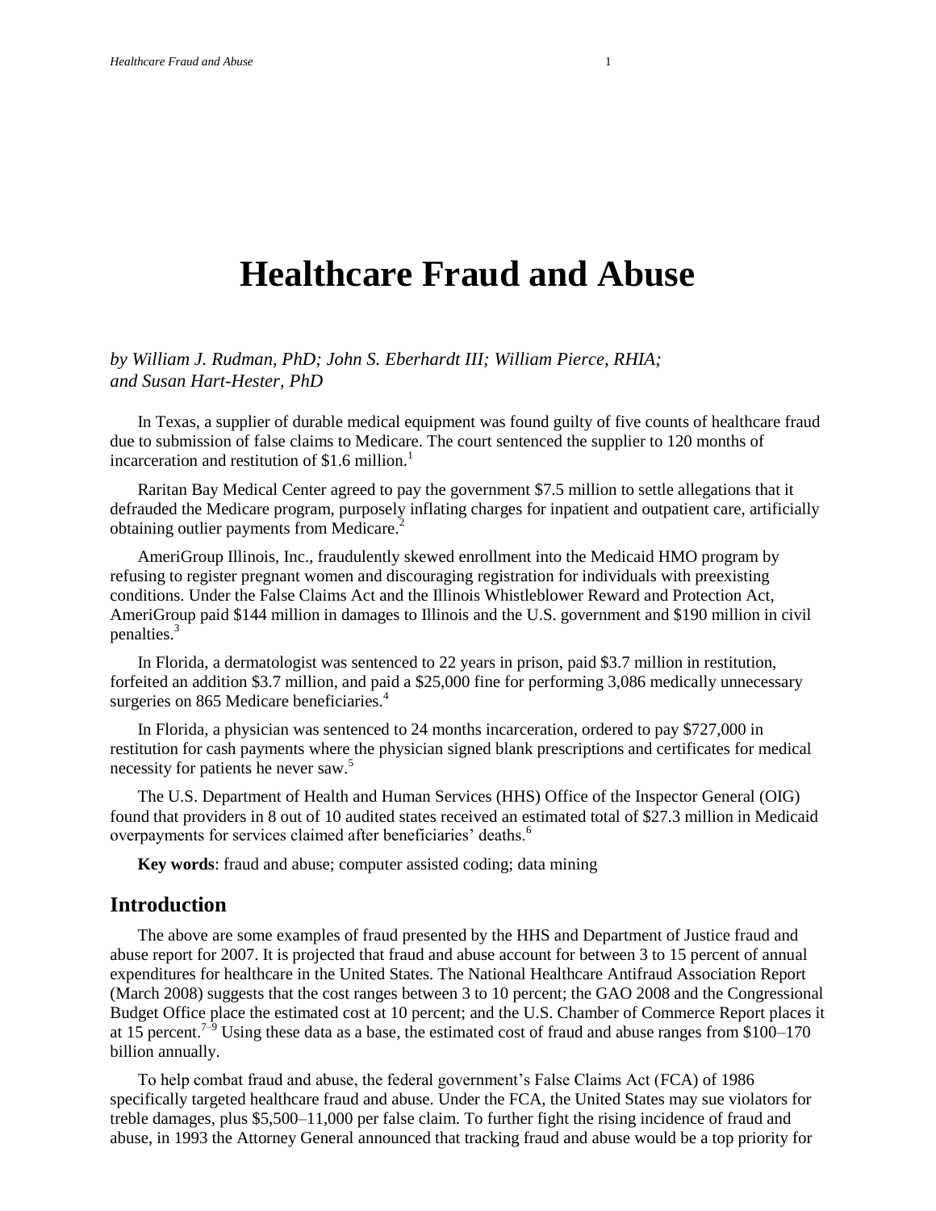# Healthcare Fraud and Abuse

*by William J. Rudman, PhD; John S. Eberhardt III; William Pierce, RHIA; and Susan Hart-Hester, PhD*

In Texas, a supplier of durable medical equipment was found guilty of five counts of healthcare fraud due to submission of false claims to Medicare. The court sentenced the supplier to 120 months of incarceration and restitution of $1.6 million.[1]

Raritan Bay Medical Center agreed to pay the government $7.5 million to settle allegations that it defrauded the Medicare program, purposely inflating charges for inpatient and outpatient care, artificially obtaining outlier payments from Medicare.[2]

AmeriGroup Illinois, Inc., fraudulently skewed enrollment into the Medicaid HMO program by refusing to register pregnant women and discouraging registration for individuals with preexisting conditions. Under the False Claims Act and the Illinois Whistleblower Reward and Protection Act, AmeriGroup paid $144 million in damages to Illinois and the U.S. government and $190 million in civil penalties.[3]

In Florida, a dermatologist was sentenced to 22 years in prison, paid $3.7 million in restitution, forfeited an addition $3.7 million, and paid a $25,000 fine for performing 3,086 medically unnecessary surgeries on 865 Medicare beneficiaries.[4]

In Florida, a physician was sentenced to 24 months incarceration, ordered to pay $727,000 in restitution for cash payments where the physician signed blank prescriptions and certificates for medical necessity for patients he never saw.[5]

The U.S. Department of Health and Human Services (HHS) Office of the Inspector General (OIG) found that providers in 8 out of 10 audited states received an estimated total of $27.3 million in Medicaid overpayments for services claimed after beneficiaries' deaths.[6]

**Key words**: fraud and abuse; computer assisted coding; data mining

## Introduction

The above are some examples of fraud presented by the HHS and Department of Justice fraud and abuse report for 2007. It is projected that fraud and abuse account for between 3 to 15 percent of annual expenditures for healthcare in the United States. The National Healthcare Antifraud Association Report (March 2008) suggests that the cost ranges between 3 to 10 percent; the GAO 2008 and the Congressional Budget Office place the estimated cost at 10 percent; and the U.S. Chamber of Commerce Report places it at 15 percent.[7–9] Using these data as a base, the estimated cost of fraud and abuse ranges from $100–170 billion annually.

To help combat fraud and abuse, the federal government's False Claims Act (FCA) of 1986 specifically targeted healthcare fraud and abuse. Under the FCA, the United States may sue violators for treble damages, plus $5,500–11,000 per false claim. To further fight the rising incidence of fraud and abuse, in 1993 the Attorney General announced that tracking fraud and abuse would be a top priority for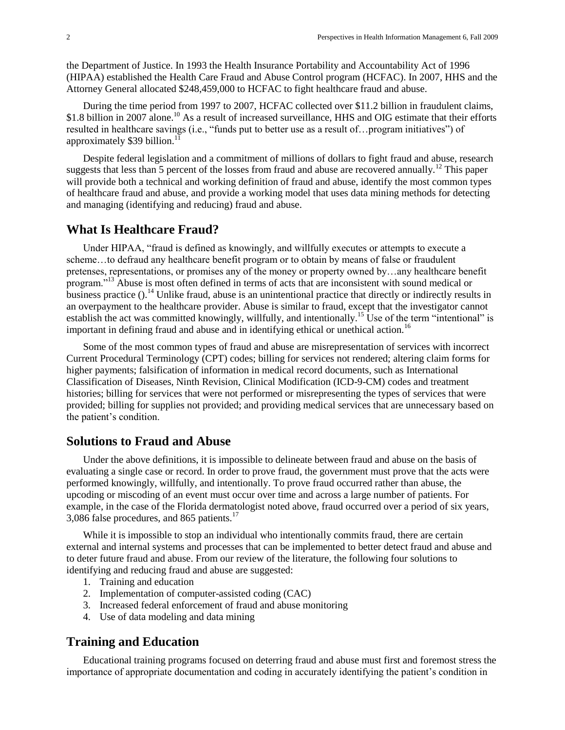the Department of Justice. In 1993 the Health Insurance Portability and Accountability Act of 1996 (HIPAA) established the Health Care Fraud and Abuse Control program (HCFAC). In 2007, HHS and the Attorney General allocated $248,459,000 to HCFAC to fight healthcare fraud and abuse.

During the time period from 1997 to 2007, HCFAC collected over $11.2 billion in fraudulent claims, $1.8 billion in 2007 alone.[10] As a result of increased surveillance, HHS and OIG estimate that their efforts resulted in healthcare savings (i.e., "funds put to better use as a result of…program initiatives") of approximately $39 billion.[11]

Despite federal legislation and a commitment of millions of dollars to fight fraud and abuse, research suggests that less than 5 percent of the losses from fraud and abuse are recovered annually.[12] This paper will provide both a technical and working definition of fraud and abuse, identify the most common types of healthcare fraud and abuse, and provide a working model that uses data mining methods for detecting and managing (identifying and reducing) fraud and abuse.

## What Is Healthcare Fraud?

Under HIPAA, "fraud is defined as knowingly, and willfully executes or attempts to execute a scheme…to defraud any healthcare benefit program or to obtain by means of false or fraudulent pretenses, representations, or promises any of the money or property owned by…any healthcare benefit program."[13] Abuse is most often defined in terms of acts that are inconsistent with sound medical or business practice ().[14] Unlike fraud, abuse is an unintentional practice that directly or indirectly results in an overpayment to the healthcare provider. Abuse is similar to fraud, except that the investigator cannot establish the act was committed knowingly, willfully, and intentionally.[15] Use of the term "intentional" is important in defining fraud and abuse and in identifying ethical or unethical action.[16]

Some of the most common types of fraud and abuse are misrepresentation of services with incorrect Current Procedural Terminology (CPT) codes; billing for services not rendered; altering claim forms for higher payments; falsification of information in medical record documents, such as International Classification of Diseases, Ninth Revision, Clinical Modification (ICD-9-CM) codes and treatment histories; billing for services that were not performed or misrepresenting the types of services that were provided; billing for supplies not provided; and providing medical services that are unnecessary based on the patient's condition.

## Solutions to Fraud and Abuse

Under the above definitions, it is impossible to delineate between fraud and abuse on the basis of evaluating a single case or record. In order to prove fraud, the government must prove that the acts were performed knowingly, willfully, and intentionally. To prove fraud occurred rather than abuse, the upcoding or miscoding of an event must occur over time and across a large number of patients. For example, in the case of the Florida dermatologist noted above, fraud occurred over a period of six years, 3,086 false procedures, and 865 patients.[17]

While it is impossible to stop an individual who intentionally commits fraud, there are certain external and internal systems and processes that can be implemented to better detect fraud and abuse and to deter future fraud and abuse. From our review of the literature, the following four solutions to identifying and reducing fraud and abuse are suggested:

1. Training and education
2. Implementation of computer-assisted coding (CAC)
3. Increased federal enforcement of fraud and abuse monitoring
4. Use of data modeling and data mining

## Training and Education

Educational training programs focused on deterring fraud and abuse must first and foremost stress the importance of appropriate documentation and coding in accurately identifying the patient's condition in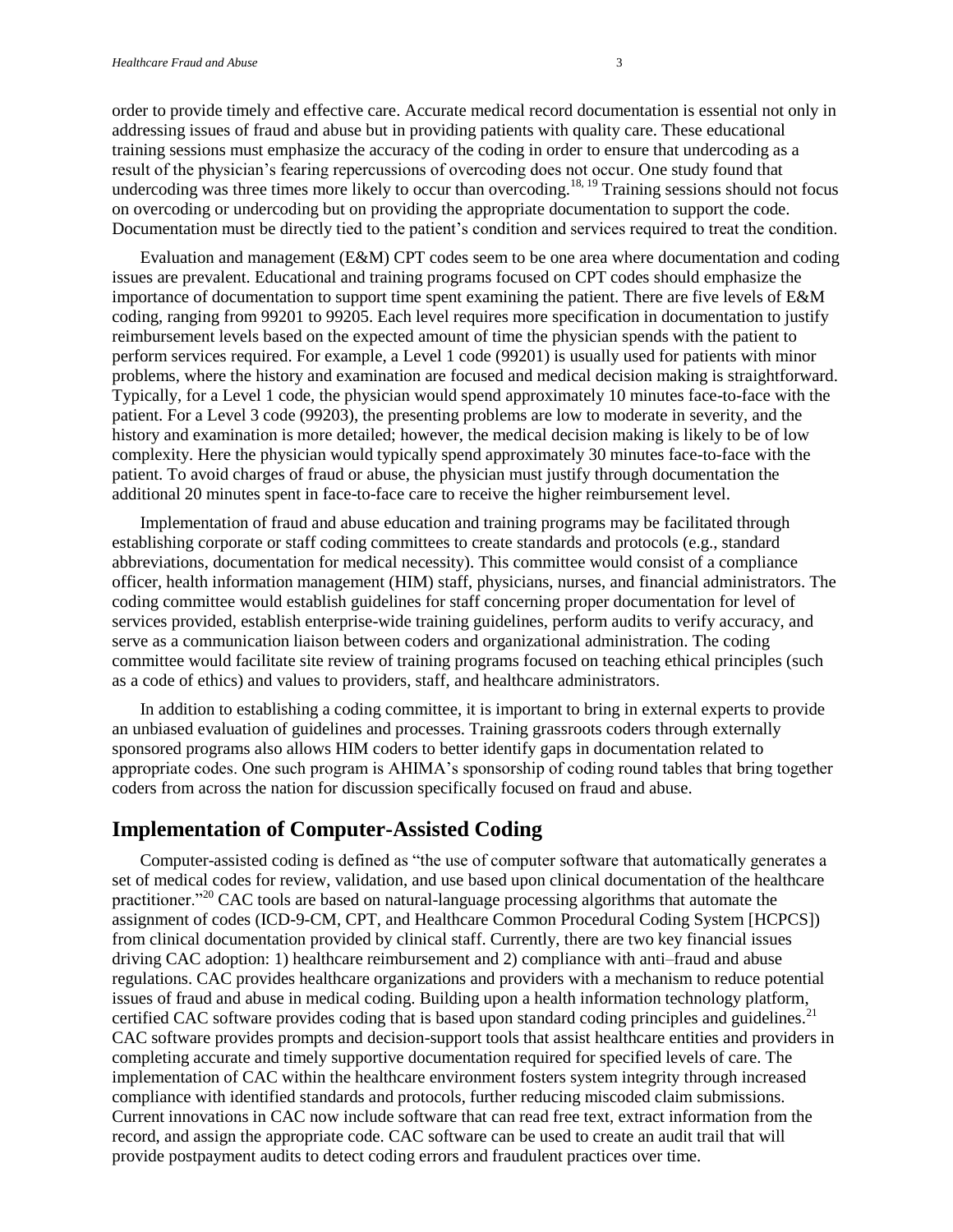order to provide timely and effective care. Accurate medical record documentation is essential not only in addressing issues of fraud and abuse but in providing patients with quality care. These educational training sessions must emphasize the accuracy of the coding in order to ensure that undercoding as a result of the physician's fearing repercussions of overcoding does not occur. One study found that undercoding was three times more likely to occur than overcoding.[18, 19] Training sessions should not focus on overcoding or undercoding but on providing the appropriate documentation to support the code. Documentation must be directly tied to the patient's condition and services required to treat the condition.

Evaluation and management (E&M) CPT codes seem to be one area where documentation and coding issues are prevalent. Educational and training programs focused on CPT codes should emphasize the importance of documentation to support time spent examining the patient. There are five levels of E&M coding, ranging from 99201 to 99205. Each level requires more specification in documentation to justify reimbursement levels based on the expected amount of time the physician spends with the patient to perform services required. For example, a Level 1 code (99201) is usually used for patients with minor problems, where the history and examination are focused and medical decision making is straightforward. Typically, for a Level 1 code, the physician would spend approximately 10 minutes face-to-face with the patient. For a Level 3 code (99203), the presenting problems are low to moderate in severity, and the history and examination is more detailed; however, the medical decision making is likely to be of low complexity. Here the physician would typically spend approximately 30 minutes face-to-face with the patient. To avoid charges of fraud or abuse, the physician must justify through documentation the additional 20 minutes spent in face-to-face care to receive the higher reimbursement level.

Implementation of fraud and abuse education and training programs may be facilitated through establishing corporate or staff coding committees to create standards and protocols (e.g., standard abbreviations, documentation for medical necessity). This committee would consist of a compliance officer, health information management (HIM) staff, physicians, nurses, and financial administrators. The coding committee would establish guidelines for staff concerning proper documentation for level of services provided, establish enterprise-wide training guidelines, perform audits to verify accuracy, and serve as a communication liaison between coders and organizational administration. The coding committee would facilitate site review of training programs focused on teaching ethical principles (such as a code of ethics) and values to providers, staff, and healthcare administrators.

In addition to establishing a coding committee, it is important to bring in external experts to provide an unbiased evaluation of guidelines and processes. Training grassroots coders through externally sponsored programs also allows HIM coders to better identify gaps in documentation related to appropriate codes. One such program is AHIMA's sponsorship of coding round tables that bring together coders from across the nation for discussion specifically focused on fraud and abuse.

## Implementation of Computer-Assisted Coding

Computer-assisted coding is defined as "the use of computer software that automatically generates a set of medical codes for review, validation, and use based upon clinical documentation of the healthcare practitioner."[20] CAC tools are based on natural-language processing algorithms that automate the assignment of codes (ICD-9-CM, CPT, and Healthcare Common Procedural Coding System [HCPCS]) from clinical documentation provided by clinical staff. Currently, there are two key financial issues driving CAC adoption: 1) healthcare reimbursement and 2) compliance with anti–fraud and abuse regulations. CAC provides healthcare organizations and providers with a mechanism to reduce potential issues of fraud and abuse in medical coding. Building upon a health information technology platform, certified CAC software provides coding that is based upon standard coding principles and guidelines.[21] CAC software provides prompts and decision-support tools that assist healthcare entities and providers in completing accurate and timely supportive documentation required for specified levels of care. The implementation of CAC within the healthcare environment fosters system integrity through increased compliance with identified standards and protocols, further reducing miscoded claim submissions. Current innovations in CAC now include software that can read free text, extract information from the record, and assign the appropriate code. CAC software can be used to create an audit trail that will provide postpayment audits to detect coding errors and fraudulent practices over time.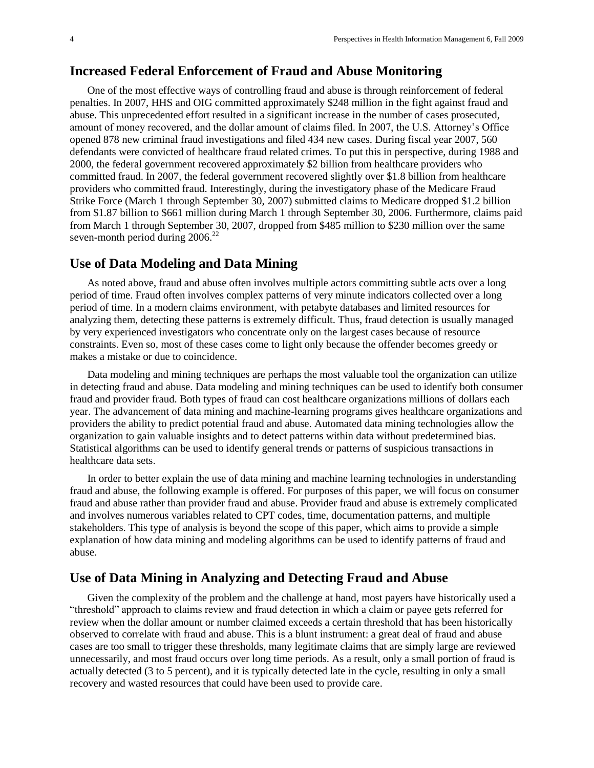## Increased Federal Enforcement of Fraud and Abuse Monitoring

One of the most effective ways of controlling fraud and abuse is through reinforcement of federal penalties. In 2007, HHS and OIG committed approximately $248 million in the fight against fraud and abuse. This unprecedented effort resulted in a significant increase in the number of cases prosecuted, amount of money recovered, and the dollar amount of claims filed. In 2007, the U.S. Attorney's Office opened 878 new criminal fraud investigations and filed 434 new cases. During fiscal year 2007, 560 defendants were convicted of healthcare fraud related crimes. To put this in perspective, during 1988 and 2000, the federal government recovered approximately $2 billion from healthcare providers who committed fraud. In 2007, the federal government recovered slightly over $1.8 billion from healthcare providers who committed fraud. Interestingly, during the investigatory phase of the Medicare Fraud Strike Force (March 1 through September 30, 2007) submitted claims to Medicare dropped $1.2 billion from $1.87 billion to $661 million during March 1 through September 30, 2006. Furthermore, claims paid from March 1 through September 30, 2007, dropped from $485 million to $230 million over the same seven-month period during 2006.[22]

## Use of Data Modeling and Data Mining

As noted above, fraud and abuse often involves multiple actors committing subtle acts over a long period of time. Fraud often involves complex patterns of very minute indicators collected over a long period of time. In a modern claims environment, with petabyte databases and limited resources for analyzing them, detecting these patterns is extremely difficult. Thus, fraud detection is usually managed by very experienced investigators who concentrate only on the largest cases because of resource constraints. Even so, most of these cases come to light only because the offender becomes greedy or makes a mistake or due to coincidence.

Data modeling and mining techniques are perhaps the most valuable tool the organization can utilize in detecting fraud and abuse. Data modeling and mining techniques can be used to identify both consumer fraud and provider fraud. Both types of fraud can cost healthcare organizations millions of dollars each year. The advancement of data mining and machine-learning programs gives healthcare organizations and providers the ability to predict potential fraud and abuse. Automated data mining technologies allow the organization to gain valuable insights and to detect patterns within data without predetermined bias. Statistical algorithms can be used to identify general trends or patterns of suspicious transactions in healthcare data sets.

In order to better explain the use of data mining and machine learning technologies in understanding fraud and abuse, the following example is offered. For purposes of this paper, we will focus on consumer fraud and abuse rather than provider fraud and abuse. Provider fraud and abuse is extremely complicated and involves numerous variables related to CPT codes, time, documentation patterns, and multiple stakeholders. This type of analysis is beyond the scope of this paper, which aims to provide a simple explanation of how data mining and modeling algorithms can be used to identify patterns of fraud and abuse.

## Use of Data Mining in Analyzing and Detecting Fraud and Abuse

Given the complexity of the problem and the challenge at hand, most payers have historically used a "threshold" approach to claims review and fraud detection in which a claim or payee gets referred for review when the dollar amount or number claimed exceeds a certain threshold that has been historically observed to correlate with fraud and abuse. This is a blunt instrument: a great deal of fraud and abuse cases are too small to trigger these thresholds, many legitimate claims that are simply large are reviewed unnecessarily, and most fraud occurs over long time periods. As a result, only a small portion of fraud is actually detected (3 to 5 percent), and it is typically detected late in the cycle, resulting in only a small recovery and wasted resources that could have been used to provide care.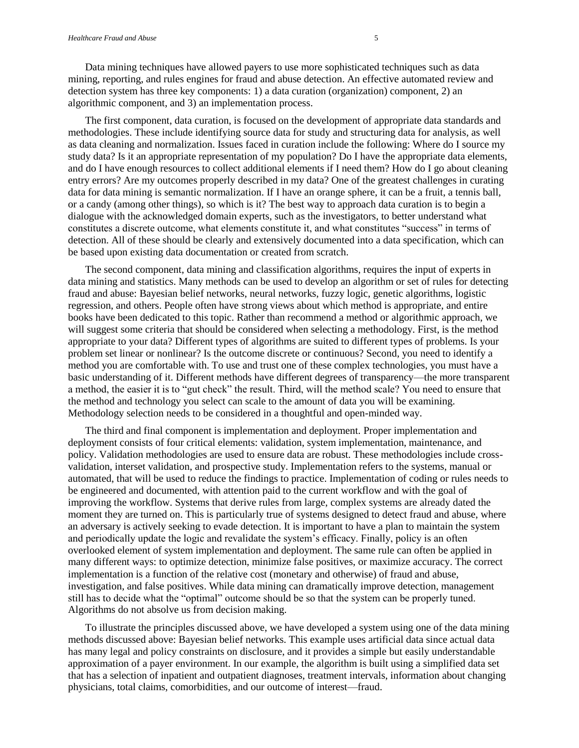Data mining techniques have allowed payers to use more sophisticated techniques such as data mining, reporting, and rules engines for fraud and abuse detection. An effective automated review and detection system has three key components: 1) a data curation (organization) component, 2) an algorithmic component, and 3) an implementation process.

The first component, data curation, is focused on the development of appropriate data standards and methodologies. These include identifying source data for study and structuring data for analysis, as well as data cleaning and normalization. Issues faced in curation include the following: Where do I source my study data? Is it an appropriate representation of my population? Do I have the appropriate data elements, and do I have enough resources to collect additional elements if I need them? How do I go about cleaning entry errors? Are my outcomes properly described in my data? One of the greatest challenges in curating data for data mining is semantic normalization. If I have an orange sphere, it can be a fruit, a tennis ball, or a candy (among other things), so which is it? The best way to approach data curation is to begin a dialogue with the acknowledged domain experts, such as the investigators, to better understand what constitutes a discrete outcome, what elements constitute it, and what constitutes "success" in terms of detection. All of these should be clearly and extensively documented into a data specification, which can be based upon existing data documentation or created from scratch.

The second component, data mining and classification algorithms, requires the input of experts in data mining and statistics. Many methods can be used to develop an algorithm or set of rules for detecting fraud and abuse: Bayesian belief networks, neural networks, fuzzy logic, genetic algorithms, logistic regression, and others. People often have strong views about which method is appropriate, and entire books have been dedicated to this topic. Rather than recommend a method or algorithmic approach, we will suggest some criteria that should be considered when selecting a methodology. First, is the method appropriate to your data? Different types of algorithms are suited to different types of problems. Is your problem set linear or nonlinear? Is the outcome discrete or continuous? Second, you need to identify a method you are comfortable with. To use and trust one of these complex technologies, you must have a basic understanding of it. Different methods have different degrees of transparency—the more transparent a method, the easier it is to "gut check" the result. Third, will the method scale? You need to ensure that the method and technology you select can scale to the amount of data you will be examining. Methodology selection needs to be considered in a thoughtful and open-minded way.

The third and final component is implementation and deployment. Proper implementation and deployment consists of four critical elements: validation, system implementation, maintenance, and policy. Validation methodologies are used to ensure data are robust. These methodologies include cross-validation, interset validation, and prospective study. Implementation refers to the systems, manual or automated, that will be used to reduce the findings to practice. Implementation of coding or rules needs to be engineered and documented, with attention paid to the current workflow and with the goal of improving the workflow. Systems that derive rules from large, complex systems are already dated the moment they are turned on. This is particularly true of systems designed to detect fraud and abuse, where an adversary is actively seeking to evade detection. It is important to have a plan to maintain the system and periodically update the logic and revalidate the system's efficacy. Finally, policy is an often overlooked element of system implementation and deployment. The same rule can often be applied in many different ways: to optimize detection, minimize false positives, or maximize accuracy. The correct implementation is a function of the relative cost (monetary and otherwise) of fraud and abuse, investigation, and false positives. While data mining can dramatically improve detection, management still has to decide what the "optimal" outcome should be so that the system can be properly tuned. Algorithms do not absolve us from decision making.

To illustrate the principles discussed above, we have developed a system using one of the data mining methods discussed above: Bayesian belief networks. This example uses artificial data since actual data has many legal and policy constraints on disclosure, and it provides a simple but easily understandable approximation of a payer environment. In our example, the algorithm is built using a simplified data set that has a selection of inpatient and outpatient diagnoses, treatment intervals, information about changing physicians, total claims, comorbidities, and our outcome of interest—fraud.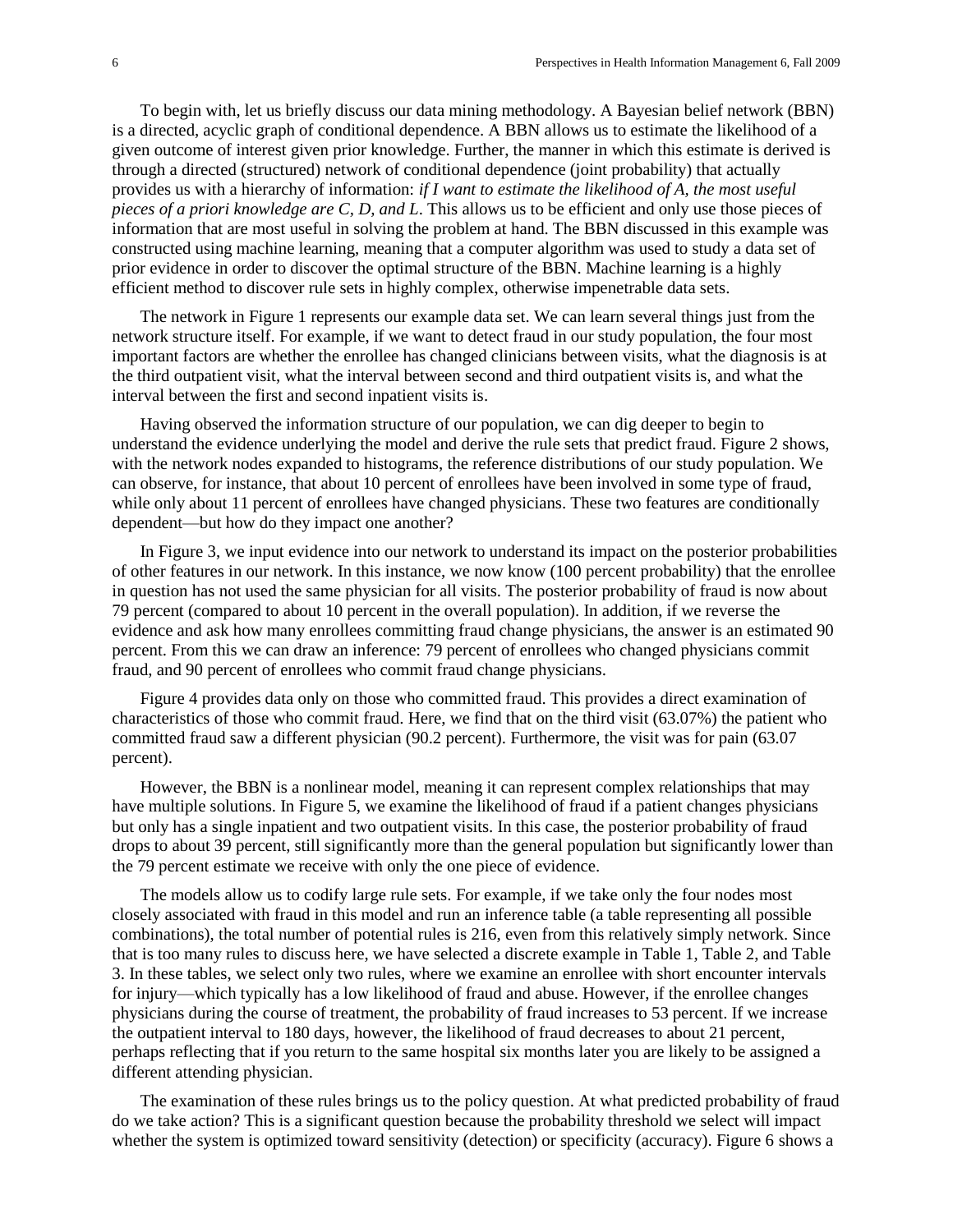To begin with, let us briefly discuss our data mining methodology. A Bayesian belief network (BBN) is a directed, acyclic graph of conditional dependence. A BBN allows us to estimate the likelihood of a given outcome of interest given prior knowledge. Further, the manner in which this estimate is derived is through a directed (structured) network of conditional dependence (joint probability) that actually provides us with a hierarchy of information: *if I want to estimate the likelihood of A, the most useful pieces of a priori knowledge are C, D, and L*. This allows us to be efficient and only use those pieces of information that are most useful in solving the problem at hand. The BBN discussed in this example was constructed using machine learning, meaning that a computer algorithm was used to study a data set of prior evidence in order to discover the optimal structure of the BBN. Machine learning is a highly efficient method to discover rule sets in highly complex, otherwise impenetrable data sets.

The network in Figure 1 represents our example data set. We can learn several things just from the network structure itself. For example, if we want to detect fraud in our study population, the four most important factors are whether the enrollee has changed clinicians between visits, what the diagnosis is at the third outpatient visit, what the interval between second and third outpatient visits is, and what the interval between the first and second inpatient visits is.

Having observed the information structure of our population, we can dig deeper to begin to understand the evidence underlying the model and derive the rule sets that predict fraud. Figure 2 shows, with the network nodes expanded to histograms, the reference distributions of our study population. We can observe, for instance, that about 10 percent of enrollees have been involved in some type of fraud, while only about 11 percent of enrollees have changed physicians. These two features are conditionally dependent—but how do they impact one another?

In Figure 3, we input evidence into our network to understand its impact on the posterior probabilities of other features in our network. In this instance, we now know (100 percent probability) that the enrollee in question has not used the same physician for all visits. The posterior probability of fraud is now about 79 percent (compared to about 10 percent in the overall population). In addition, if we reverse the evidence and ask how many enrollees committing fraud change physicians, the answer is an estimated 90 percent. From this we can draw an inference: 79 percent of enrollees who changed physicians commit fraud, and 90 percent of enrollees who commit fraud change physicians.

Figure 4 provides data only on those who committed fraud. This provides a direct examination of characteristics of those who commit fraud. Here, we find that on the third visit (63.07%) the patient who committed fraud saw a different physician (90.2 percent). Furthermore, the visit was for pain (63.07 percent).

However, the BBN is a nonlinear model, meaning it can represent complex relationships that may have multiple solutions. In Figure 5, we examine the likelihood of fraud if a patient changes physicians but only has a single inpatient and two outpatient visits. In this case, the posterior probability of fraud drops to about 39 percent, still significantly more than the general population but significantly lower than the 79 percent estimate we receive with only the one piece of evidence.

The models allow us to codify large rule sets. For example, if we take only the four nodes most closely associated with fraud in this model and run an inference table (a table representing all possible combinations), the total number of potential rules is 216, even from this relatively simply network. Since that is too many rules to discuss here, we have selected a discrete example in Table 1, Table 2, and Table 3. In these tables, we select only two rules, where we examine an enrollee with short encounter intervals for injury—which typically has a low likelihood of fraud and abuse. However, if the enrollee changes physicians during the course of treatment, the probability of fraud increases to 53 percent. If we increase the outpatient interval to 180 days, however, the likelihood of fraud decreases to about 21 percent, perhaps reflecting that if you return to the same hospital six months later you are likely to be assigned a different attending physician.

The examination of these rules brings us to the policy question. At what predicted probability of fraud do we take action? This is a significant question because the probability threshold we select will impact whether the system is optimized toward sensitivity (detection) or specificity (accuracy). Figure 6 shows a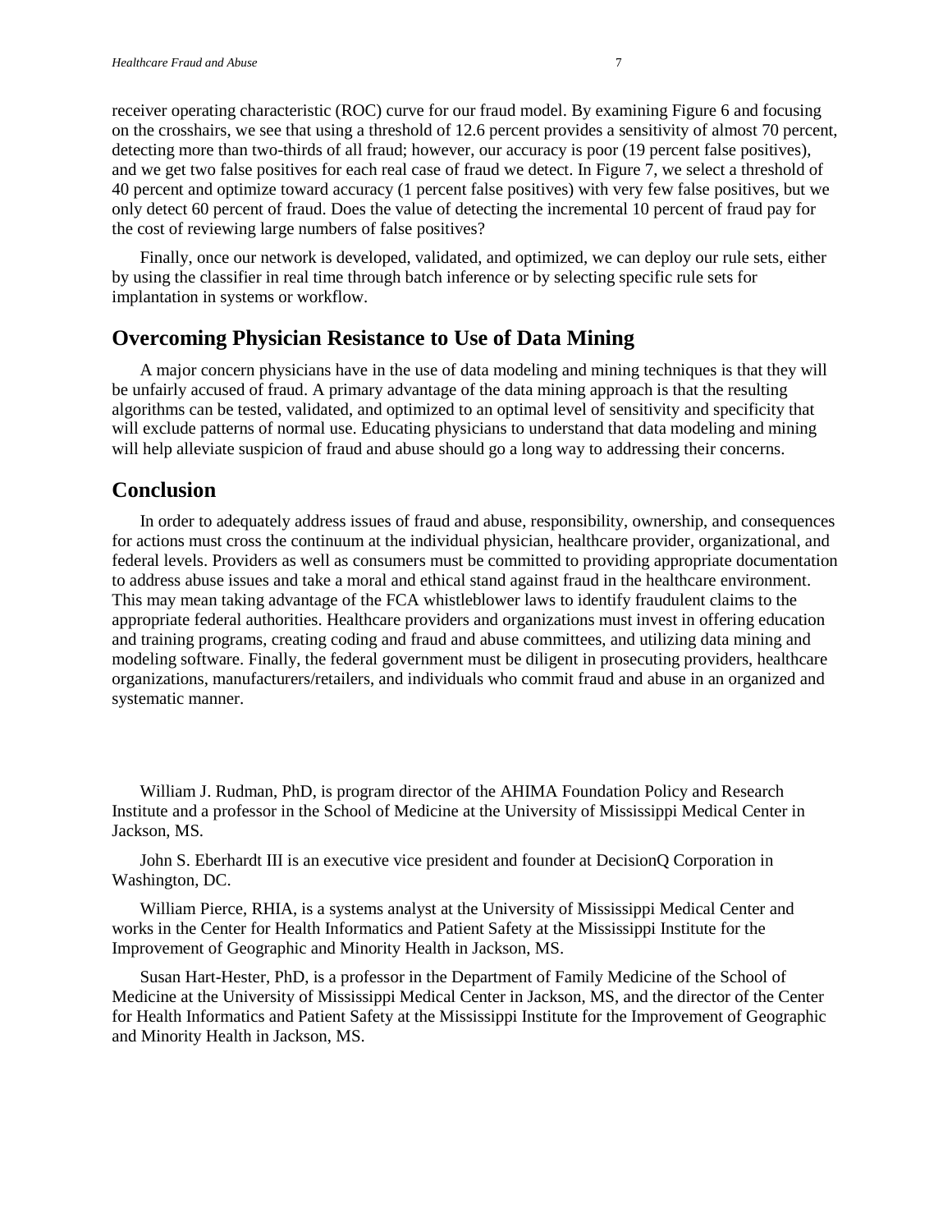receiver operating characteristic (ROC) curve for our fraud model. By examining Figure 6 and focusing on the crosshairs, we see that using a threshold of 12.6 percent provides a sensitivity of almost 70 percent, detecting more than two-thirds of all fraud; however, our accuracy is poor (19 percent false positives), and we get two false positives for each real case of fraud we detect. In Figure 7, we select a threshold of 40 percent and optimize toward accuracy (1 percent false positives) with very few false positives, but we only detect 60 percent of fraud. Does the value of detecting the incremental 10 percent of fraud pay for the cost of reviewing large numbers of false positives?

Finally, once our network is developed, validated, and optimized, we can deploy our rule sets, either by using the classifier in real time through batch inference or by selecting specific rule sets for implantation in systems or workflow.

## Overcoming Physician Resistance to Use of Data Mining

A major concern physicians have in the use of data modeling and mining techniques is that they will be unfairly accused of fraud. A primary advantage of the data mining approach is that the resulting algorithms can be tested, validated, and optimized to an optimal level of sensitivity and specificity that will exclude patterns of normal use. Educating physicians to understand that data modeling and mining will help alleviate suspicion of fraud and abuse should go a long way to addressing their concerns.

## Conclusion

In order to adequately address issues of fraud and abuse, responsibility, ownership, and consequences for actions must cross the continuum at the individual physician, healthcare provider, organizational, and federal levels. Providers as well as consumers must be committed to providing appropriate documentation to address abuse issues and take a moral and ethical stand against fraud in the healthcare environment. This may mean taking advantage of the FCA whistleblower laws to identify fraudulent claims to the appropriate federal authorities. Healthcare providers and organizations must invest in offering education and training programs, creating coding and fraud and abuse committees, and utilizing data mining and modeling software. Finally, the federal government must be diligent in prosecuting providers, healthcare organizations, manufacturers/retailers, and individuals who commit fraud and abuse in an organized and systematic manner.

William J. Rudman, PhD, is program director of the AHIMA Foundation Policy and Research Institute and a professor in the School of Medicine at the University of Mississippi Medical Center in Jackson, MS.

John S. Eberhardt III is an executive vice president and founder at DecisionQ Corporation in Washington, DC.

William Pierce, RHIA, is a systems analyst at the University of Mississippi Medical Center and works in the Center for Health Informatics and Patient Safety at the Mississippi Institute for the Improvement of Geographic and Minority Health in Jackson, MS.

Susan Hart-Hester, PhD, is a professor in the Department of Family Medicine of the School of Medicine at the University of Mississippi Medical Center in Jackson, MS, and the director of the Center for Health Informatics and Patient Safety at the Mississippi Institute for the Improvement of Geographic and Minority Health in Jackson, MS.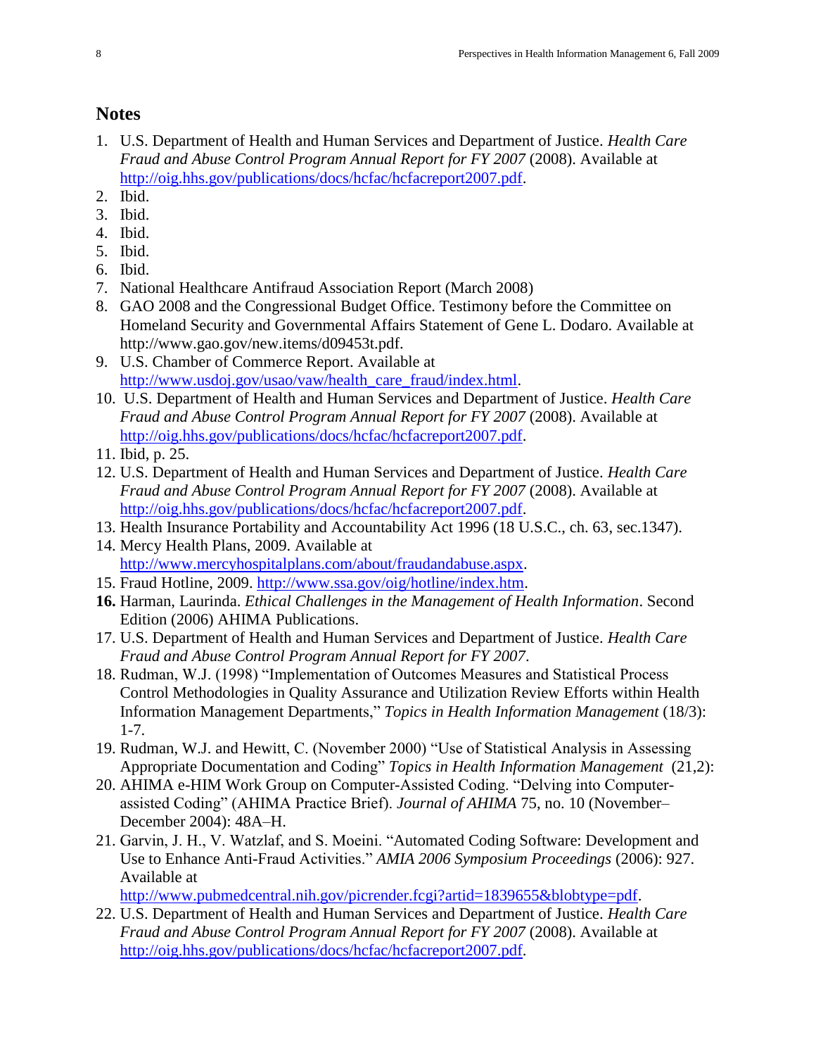## Notes

1. U.S. Department of Health and Human Services and Department of Justice. *Health Care Fraud and Abuse Control Program Annual Report for FY 2007* (2008). Available at http://oig.hhs.gov/publications/docs/hcfac/hcfacreport2007.pdf.
2. Ibid.
3. Ibid.
4. Ibid.
5. Ibid.
6. Ibid.
7. National Healthcare Antifraud Association Report (March 2008)
8. GAO 2008 and the Congressional Budget Office. Testimony before the Committee on Homeland Security and Governmental Affairs Statement of Gene L. Dodaro. Available at http://www.gao.gov/new.items/d09453t.pdf.
9. U.S. Chamber of Commerce Report. Available at http://www.usdoj.gov/usao/vaw/health_care_fraud/index.html.
10. U.S. Department of Health and Human Services and Department of Justice. *Health Care Fraud and Abuse Control Program Annual Report for FY 2007* (2008). Available at http://oig.hhs.gov/publications/docs/hcfac/hcfacreport2007.pdf.
11. Ibid, p. 25.
12. U.S. Department of Health and Human Services and Department of Justice. *Health Care Fraud and Abuse Control Program Annual Report for FY 2007* (2008). Available at http://oig.hhs.gov/publications/docs/hcfac/hcfacreport2007.pdf.
13. Health Insurance Portability and Accountability Act 1996 (18 U.S.C., ch. 63, sec.1347).
14. Mercy Health Plans, 2009. Available at http://www.mercyhospitalplans.com/about/fraudandabuse.aspx.
15. Fraud Hotline, 2009. http://www.ssa.gov/oig/hotline/index.htm.
16. Harman, Laurinda. *Ethical Challenges in the Management of Health Information*. Second Edition (2006) AHIMA Publications.
17. U.S. Department of Health and Human Services and Department of Justice. *Health Care Fraud and Abuse Control Program Annual Report for FY 2007*.
18. Rudman, W.J. (1998) "Implementation of Outcomes Measures and Statistical Process Control Methodologies in Quality Assurance and Utilization Review Efforts within Health Information Management Departments," *Topics in Health Information Management* (18/3): 1-7.
19. Rudman, W.J. and Hewitt, C. (November 2000) "Use of Statistical Analysis in Assessing Appropriate Documentation and Coding" *Topics in Health Information Management* (21,2):
20. AHIMA e-HIM Work Group on Computer-Assisted Coding. "Delving into Computer-assisted Coding" (AHIMA Practice Brief). *Journal of AHIMA* 75, no. 10 (November–December 2004): 48A–H.
21. Garvin, J. H., V. Watzlaf, and S. Moeini. "Automated Coding Software: Development and Use to Enhance Anti-Fraud Activities." *AMIA 2006 Symposium Proceedings* (2006): 927. Available at http://www.pubmedcentral.nih.gov/picrender.fcgi?artid=1839655&blobtype=pdf.
22. U.S. Department of Health and Human Services and Department of Justice. *Health Care Fraud and Abuse Control Program Annual Report for FY 2007* (2008). Available at http://oig.hhs.gov/publications/docs/hcfac/hcfacreport2007.pdf.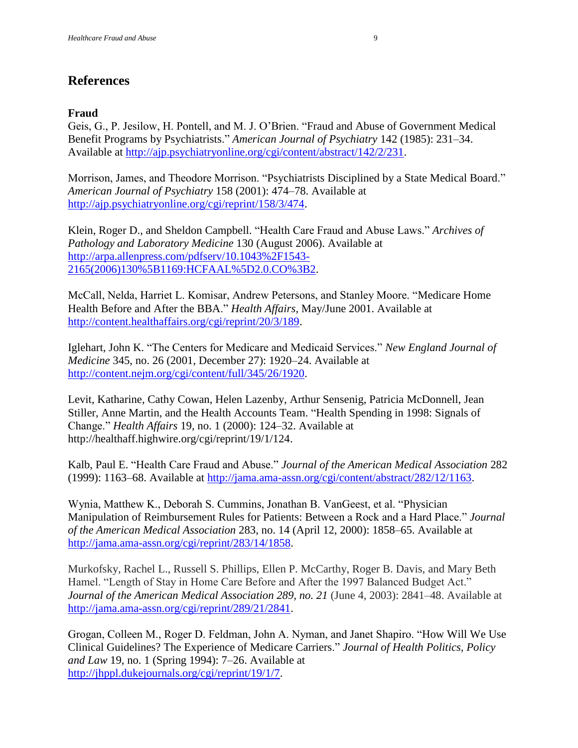## References

### Fraud

Geis, G., P. Jesilow, H. Pontell, and M. J. O'Brien. "Fraud and Abuse of Government Medical Benefit Programs by Psychiatrists." *American Journal of Psychiatry* 142 (1985): 231–34. Available at http://ajp.psychiatryonline.org/cgi/content/abstract/142/2/231.

Morrison, James, and Theodore Morrison. "Psychiatrists Disciplined by a State Medical Board." *American Journal of Psychiatry* 158 (2001): 474–78. Available at http://ajp.psychiatryonline.org/cgi/reprint/158/3/474.

Klein, Roger D., and Sheldon Campbell. "Health Care Fraud and Abuse Laws." *Archives of Pathology and Laboratory Medicine* 130 (August 2006). Available at http://arpa.allenpress.com/pdfserv/10.1043%2F1543-2165(2006)130%5B1169:HCFAAL%5D2.0.CO%3B2.

McCall, Nelda, Harriet L. Komisar, Andrew Petersons, and Stanley Moore. "Medicare Home Health Before and After the BBA." *Health Affairs*, May/June 2001. Available at http://content.healthaffairs.org/cgi/reprint/20/3/189.

Iglehart, John K. "The Centers for Medicare and Medicaid Services." *New England Journal of Medicine* 345, no. 26 (2001, December 27): 1920–24. Available at http://content.nejm.org/cgi/content/full/345/26/1920.

Levit, Katharine, Cathy Cowan, Helen Lazenby, Arthur Sensenig, Patricia McDonnell, Jean Stiller, Anne Martin, and the Health Accounts Team. "Health Spending in 1998: Signals of Change." *Health Affairs* 19, no. 1 (2000): 124–32. Available at http://healthaff.highwire.org/cgi/reprint/19/1/124.

Kalb, Paul E. "Health Care Fraud and Abuse." *Journal of the American Medical Association* 282 (1999): 1163–68. Available at http://jama.ama-assn.org/cgi/content/abstract/282/12/1163.

Wynia, Matthew K., Deborah S. Cummins, Jonathan B. VanGeest, et al. "Physician Manipulation of Reimbursement Rules for Patients: Between a Rock and a Hard Place." *Journal of the American Medical Association* 283, no. 14 (April 12, 2000): 1858–65. Available at http://jama.ama-assn.org/cgi/reprint/283/14/1858.

Murkofsky, Rachel L., Russell S. Phillips, Ellen P. McCarthy, Roger B. Davis, and Mary Beth Hamel. "Length of Stay in Home Care Before and After the 1997 Balanced Budget Act." *Journal of the American Medical Association 289, no. 21* (June 4, 2003): 2841–48. Available at http://jama.ama-assn.org/cgi/reprint/289/21/2841.

Grogan, Colleen M., Roger D. Feldman, John A. Nyman, and Janet Shapiro. "How Will We Use Clinical Guidelines? The Experience of Medicare Carriers." *Journal of Health Politics, Policy and Law* 19, no. 1 (Spring 1994): 7–26. Available at http://jhppl.dukejournals.org/cgi/reprint/19/1/7.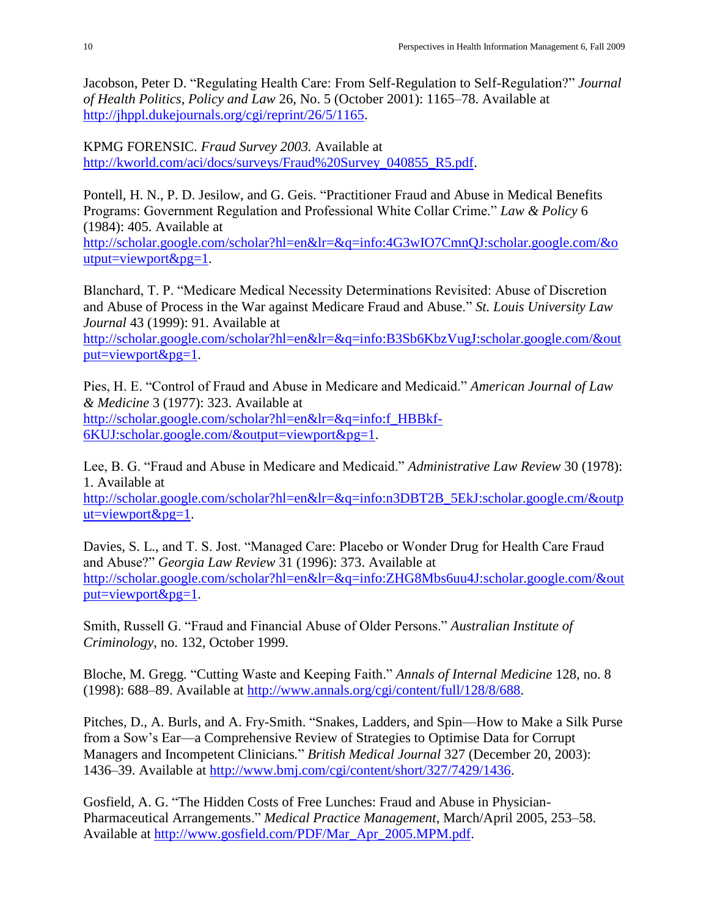Jacobson, Peter D. "Regulating Health Care: From Self-Regulation to Self-Regulation?" *Journal of Health Politics, Policy and Law* 26, No. 5 (October 2001): 1165–78. Available at http://jhppl.dukejournals.org/cgi/reprint/26/5/1165.

KPMG FORENSIC. *Fraud Survey 2003.* Available at http://kworld.com/aci/docs/surveys/Fraud%20Survey_040855_R5.pdf.

Pontell, H. N., P. D. Jesilow, and G. Geis. "Practitioner Fraud and Abuse in Medical Benefits Programs: Government Regulation and Professional White Collar Crime." *Law & Policy* 6 (1984): 405. Available at http://scholar.google.com/scholar?hl=en&lr=&q=info:4G3wIO7CmnQJ:scholar.google.com/&output=viewport&pg=1.

Blanchard, T. P. "Medicare Medical Necessity Determinations Revisited: Abuse of Discretion and Abuse of Process in the War against Medicare Fraud and Abuse." *St. Louis University Law Journal* 43 (1999): 91. Available at http://scholar.google.com/scholar?hl=en&lr=&q=info:B3Sb6KbzVugJ:scholar.google.com/&output=viewport&pg=1.

Pies, H. E. "Control of Fraud and Abuse in Medicare and Medicaid." *American Journal of Law & Medicine* 3 (1977): 323. Available at http://scholar.google.com/scholar?hl=en&lr=&q=info:f_HBBkf-6KUJ:scholar.google.com/&output=viewport&pg=1.

Lee, B. G. "Fraud and Abuse in Medicare and Medicaid." *Administrative Law Review* 30 (1978): 1. Available at http://scholar.google.com/scholar?hl=en&lr=&q=info:n3DBT2B_5EkJ:scholar.google.cm/&output=viewport&pg=1.

Davies, S. L., and T. S. Jost. "Managed Care: Placebo or Wonder Drug for Health Care Fraud and Abuse?" *Georgia Law Review* 31 (1996): 373. Available at http://scholar.google.com/scholar?hl=en&lr=&q=info:ZHG8Mbs6uu4J:scholar.google.com/&output=viewport&pg=1.

Smith, Russell G. "Fraud and Financial Abuse of Older Persons." *Australian Institute of Criminology*, no. 132, October 1999.

Bloche, M. Gregg. "Cutting Waste and Keeping Faith." *Annals of Internal Medicine* 128, no. 8 (1998): 688–89. Available at http://www.annals.org/cgi/content/full/128/8/688.

Pitches, D., A. Burls, and A. Fry-Smith. "Snakes, Ladders, and Spin—How to Make a Silk Purse from a Sow's Ear—a Comprehensive Review of Strategies to Optimise Data for Corrupt Managers and Incompetent Clinicians." *British Medical Journal* 327 (December 20, 2003): 1436–39. Available at http://www.bmj.com/cgi/content/short/327/7429/1436.

Gosfield, A. G. "The Hidden Costs of Free Lunches: Fraud and Abuse in Physician-Pharmaceutical Arrangements." *Medical Practice Management*, March/April 2005, 253–58. Available at http://www.gosfield.com/PDF/Mar_Apr_2005.MPM.pdf.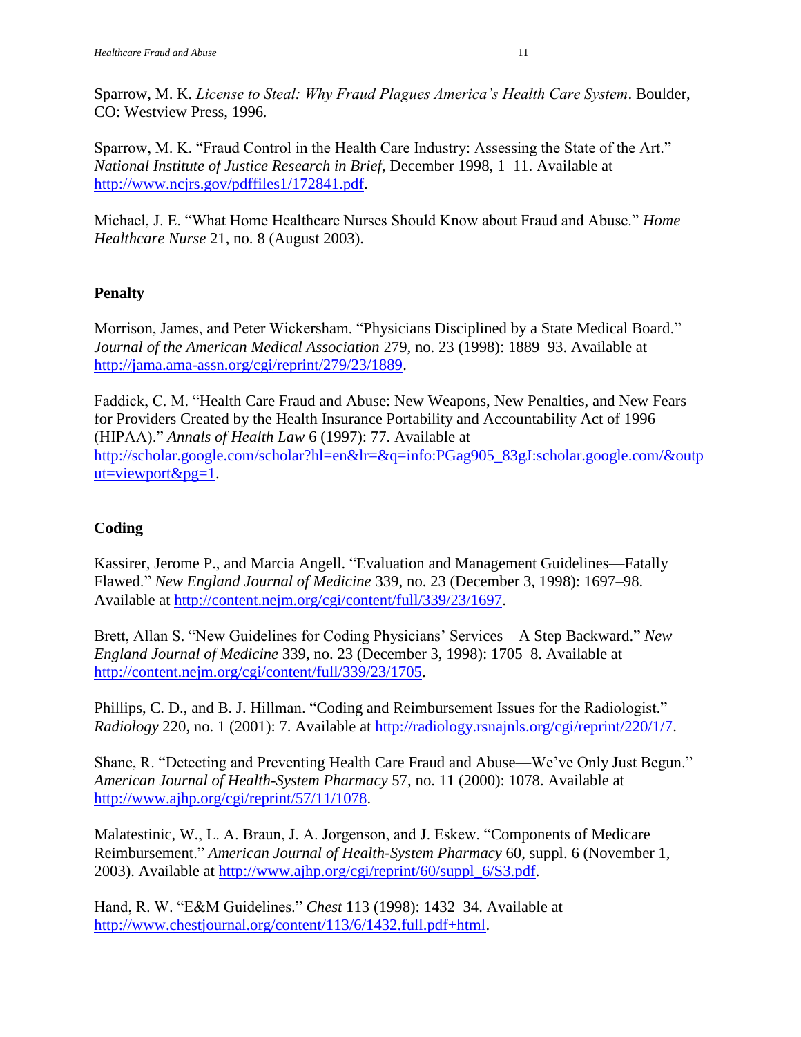Sparrow, M. K. *License to Steal: Why Fraud Plagues America's Health Care System*. Boulder, CO: Westview Press, 1996.

Sparrow, M. K. "Fraud Control in the Health Care Industry: Assessing the State of the Art." *National Institute of Justice Research in Brief*, December 1998, 1–11. Available at http://www.ncjrs.gov/pdffiles1/172841.pdf.

Michael, J. E. "What Home Healthcare Nurses Should Know about Fraud and Abuse." *Home Healthcare Nurse* 21, no. 8 (August 2003).

### Penalty

Morrison, James, and Peter Wickersham. "Physicians Disciplined by a State Medical Board." *Journal of the American Medical Association* 279, no. 23 (1998): 1889–93. Available at http://jama.ama-assn.org/cgi/reprint/279/23/1889.

Faddick, C. M. "Health Care Fraud and Abuse: New Weapons, New Penalties, and New Fears for Providers Created by the Health Insurance Portability and Accountability Act of 1996 (HIPAA)." *Annals of Health Law* 6 (1997): 77. Available at http://scholar.google.com/scholar?hl=en&lr=&q=info:PGag905_83gJ:scholar.google.com/&output=viewport&pg=1.

### Coding

Kassirer, Jerome P., and Marcia Angell. "Evaluation and Management Guidelines—Fatally Flawed." *New England Journal of Medicine* 339, no. 23 (December 3, 1998): 1697–98. Available at http://content.nejm.org/cgi/content/full/339/23/1697.

Brett, Allan S. "New Guidelines for Coding Physicians' Services—A Step Backward." *New England Journal of Medicine* 339, no. 23 (December 3, 1998): 1705–8. Available at http://content.nejm.org/cgi/content/full/339/23/1705.

Phillips, C. D., and B. J. Hillman. "Coding and Reimbursement Issues for the Radiologist." *Radiology* 220, no. 1 (2001): 7. Available at http://radiology.rsnajnls.org/cgi/reprint/220/1/7.

Shane, R. "Detecting and Preventing Health Care Fraud and Abuse—We've Only Just Begun." *American Journal of Health-System Pharmacy* 57, no. 11 (2000): 1078. Available at http://www.ajhp.org/cgi/reprint/57/11/1078.

Malatestinic, W., L. A. Braun, J. A. Jorgenson, and J. Eskew. "Components of Medicare Reimbursement." *American Journal of Health-System Pharmacy* 60, suppl. 6 (November 1, 2003). Available at http://www.ajhp.org/cgi/reprint/60/suppl_6/S3.pdf.

Hand, R. W. "E&M Guidelines." *Chest* 113 (1998): 1432–34. Available at http://www.chestjournal.org/content/113/6/1432.full.pdf+html.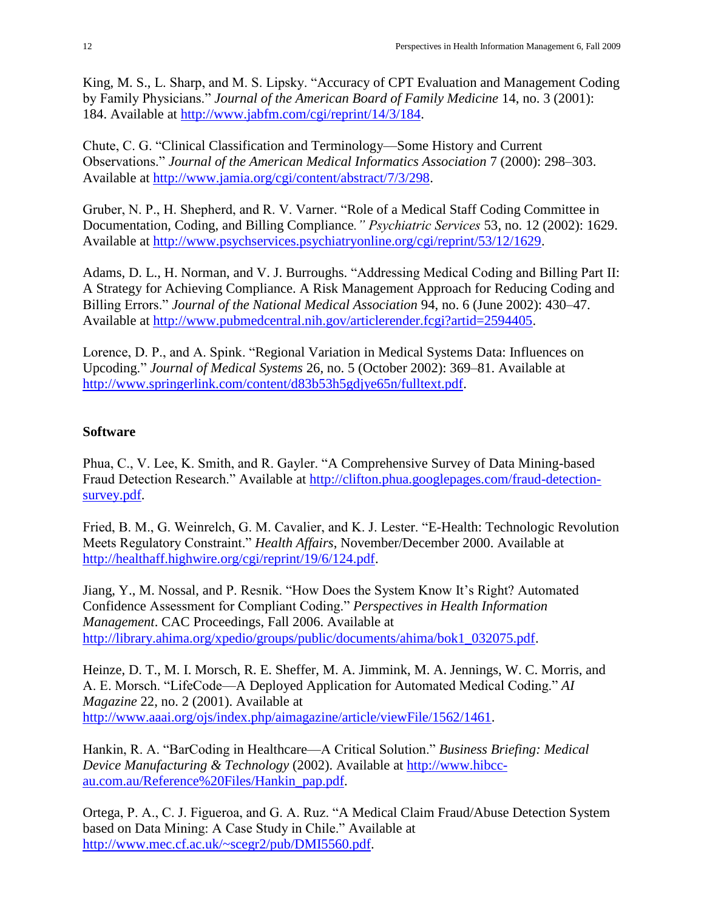King, M. S., L. Sharp, and M. S. Lipsky. "Accuracy of CPT Evaluation and Management Coding by Family Physicians." *Journal of the American Board of Family Medicine* 14, no. 3 (2001): 184. Available at http://www.jabfm.com/cgi/reprint/14/3/184.

Chute, C. G. "Clinical Classification and Terminology—Some History and Current Observations." *Journal of the American Medical Informatics Association* 7 (2000): 298–303. Available at http://www.jamia.org/cgi/content/abstract/7/3/298.

Gruber, N. P., H. Shepherd, and R. V. Varner. "Role of a Medical Staff Coding Committee in Documentation, Coding, and Billing Compliance*." Psychiatric Services* 53, no. 12 (2002): 1629. Available at http://www.psychservices.psychiatryonline.org/cgi/reprint/53/12/1629.

Adams, D. L., H. Norman, and V. J. Burroughs. "Addressing Medical Coding and Billing Part II: A Strategy for Achieving Compliance. A Risk Management Approach for Reducing Coding and Billing Errors." *Journal of the National Medical Association* 94, no. 6 (June 2002): 430–47. Available at http://www.pubmedcentral.nih.gov/articlerender.fcgi?artid=2594405.

Lorence, D. P., and A. Spink. "Regional Variation in Medical Systems Data: Influences on Upcoding." *Journal of Medical Systems* 26, no. 5 (October 2002): 369–81. Available at http://www.springerlink.com/content/d83b53h5gdjye65n/fulltext.pdf.

**Software**

Phua, C., V. Lee, K. Smith, and R. Gayler. "A Comprehensive Survey of Data Mining-based Fraud Detection Research." Available at http://clifton.phua.googlepages.com/fraud-detection-survey.pdf.

Fried, B. M., G. Weinrelch, G. M. Cavalier, and K. J. Lester. "E-Health: Technologic Revolution Meets Regulatory Constraint." *Health Affairs*, November/December 2000. Available at http://healthaff.highwire.org/cgi/reprint/19/6/124.pdf.

Jiang, Y., M. Nossal, and P. Resnik. "How Does the System Know It's Right? Automated Confidence Assessment for Compliant Coding." *Perspectives in Health Information Management*. CAC Proceedings, Fall 2006. Available at http://library.ahima.org/xpedio/groups/public/documents/ahima/bok1_032075.pdf.

Heinze, D. T., M. I. Morsch, R. E. Sheffer, M. A. Jimmink, M. A. Jennings, W. C. Morris, and A. E. Morsch. "LifeCode—A Deployed Application for Automated Medical Coding." *AI Magazine* 22, no. 2 (2001). Available at http://www.aaai.org/ojs/index.php/aimagazine/article/viewFile/1562/1461.

Hankin, R. A. "BarCoding in Healthcare—A Critical Solution." *Business Briefing: Medical Device Manufacturing & Technology* (2002). Available at http://www.hibcc-au.com.au/Reference%20Files/Hankin_pap.pdf.

Ortega, P. A., C. J. Figueroa, and G. A. Ruz. "A Medical Claim Fraud/Abuse Detection System based on Data Mining: A Case Study in Chile." Available at http://www.mec.cf.ac.uk/~scegr2/pub/DMI5560.pdf.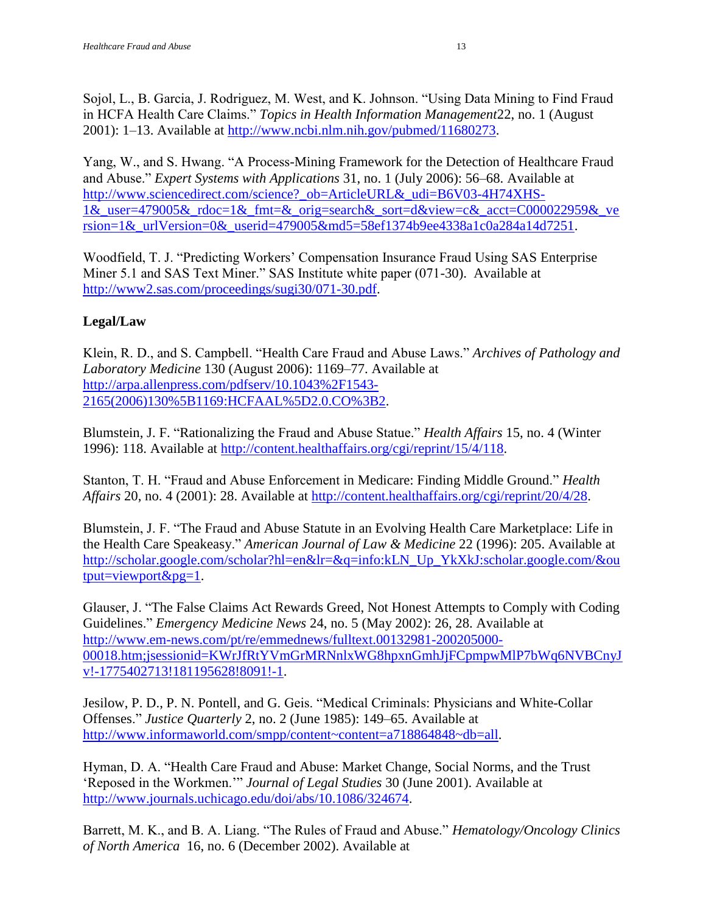Sojol, L., B. Garcia, J. Rodriguez, M. West, and K. Johnson. "Using Data Mining to Find Fraud in HCFA Health Care Claims." *Topics in Health Information Management*22, no. 1 (August 2001): 1–13. Available at http://www.ncbi.nlm.nih.gov/pubmed/11680273.

Yang, W., and S. Hwang. "A Process-Mining Framework for the Detection of Healthcare Fraud and Abuse." *Expert Systems with Applications* 31, no. 1 (July 2006): 56–68. Available at http://www.sciencedirect.com/science?_ob=ArticleURL&_udi=B6V03-4H74XHS-1&_user=479005&_rdoc=1&_fmt=&_orig=search&_sort=d&view=c&_acct=C000022959&_version=1&_urlVersion=0&_userid=479005&md5=58ef1374b9ee4338a1c0a284a14d7251.

Woodfield, T. J. "Predicting Workers' Compensation Insurance Fraud Using SAS Enterprise Miner 5.1 and SAS Text Miner." SAS Institute white paper (071-30). Available at http://www2.sas.com/proceedings/sugi30/071-30.pdf.

**Legal/Law**

Klein, R. D., and S. Campbell. "Health Care Fraud and Abuse Laws." *Archives of Pathology and Laboratory Medicine* 130 (August 2006): 1169–77. Available at http://arpa.allenpress.com/pdfserv/10.1043%2F1543-2165(2006)130%5B1169:HCFAAL%5D2.0.CO%3B2.

Blumstein, J. F. "Rationalizing the Fraud and Abuse Statue." *Health Affairs* 15, no. 4 (Winter 1996): 118. Available at http://content.healthaffairs.org/cgi/reprint/15/4/118.

Stanton, T. H. "Fraud and Abuse Enforcement in Medicare: Finding Middle Ground." *Health Affairs* 20, no. 4 (2001): 28. Available at http://content.healthaffairs.org/cgi/reprint/20/4/28.

Blumstein, J. F. "The Fraud and Abuse Statute in an Evolving Health Care Marketplace: Life in the Health Care Speakeasy." *American Journal of Law & Medicine* 22 (1996): 205. Available at http://scholar.google.com/scholar?hl=en&lr=&q=info:kLN_Up_YkXkJ:scholar.google.com/&output=viewport&pg=1.

Glauser, J. "The False Claims Act Rewards Greed, Not Honest Attempts to Comply with Coding Guidelines." *Emergency Medicine News* 24, no. 5 (May 2002): 26, 28. Available at http://www.em-news.com/pt/re/emmednews/fulltext.00132981-200205000-00018.htm;jsessionid=KWrJfRtYVmGrMRNnlxWG8hpxnGmhJjFCpmpwMlP7bWq6NVBCnyJv!-1775402713!181195628!8091!-1.

Jesilow, P. D., P. N. Pontell, and G. Geis. "Medical Criminals: Physicians and White-Collar Offenses." *Justice Quarterly* 2, no. 2 (June 1985): 149–65. Available at http://www.informaworld.com/smpp/content~content=a718864848~db=all.

Hyman, D. A. "Health Care Fraud and Abuse: Market Change, Social Norms, and the Trust 'Reposed in the Workmen.'" *Journal of Legal Studies* 30 (June 2001). Available at http://www.journals.uchicago.edu/doi/abs/10.1086/324674.

Barrett, M. K., and B. A. Liang. "The Rules of Fraud and Abuse." *Hematology/Oncology Clinics of North America* 16, no. 6 (December 2002). Available at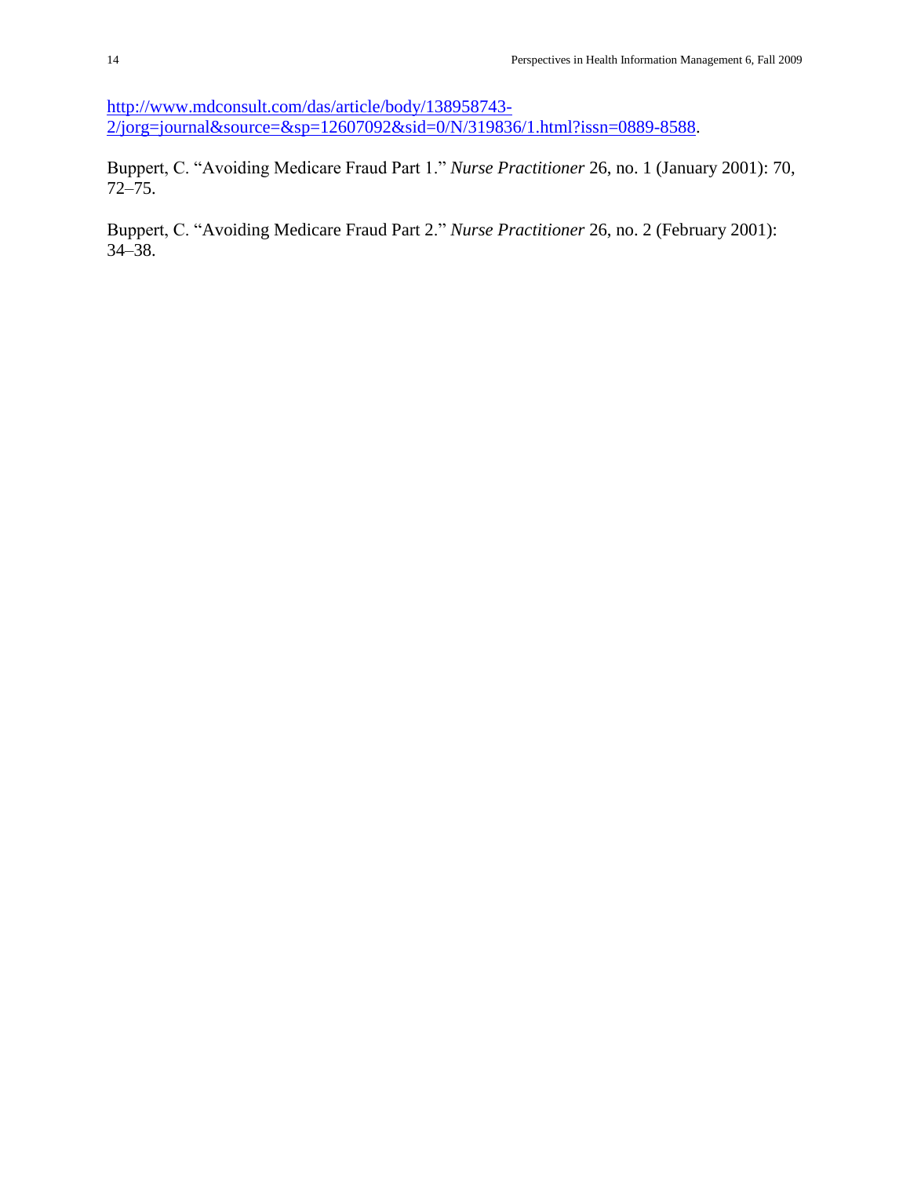http://www.mdconsult.com/das/article/body/138958743-2/jorg=journal&source=&sp=12607092&sid=0/N/319836/1.html?issn=0889-8588.

Buppert, C. "Avoiding Medicare Fraud Part 1." *Nurse Practitioner* 26, no. 1 (January 2001): 70, 72–75.

Buppert, C. "Avoiding Medicare Fraud Part 2." *Nurse Practitioner* 26, no. 2 (February 2001): 34–38.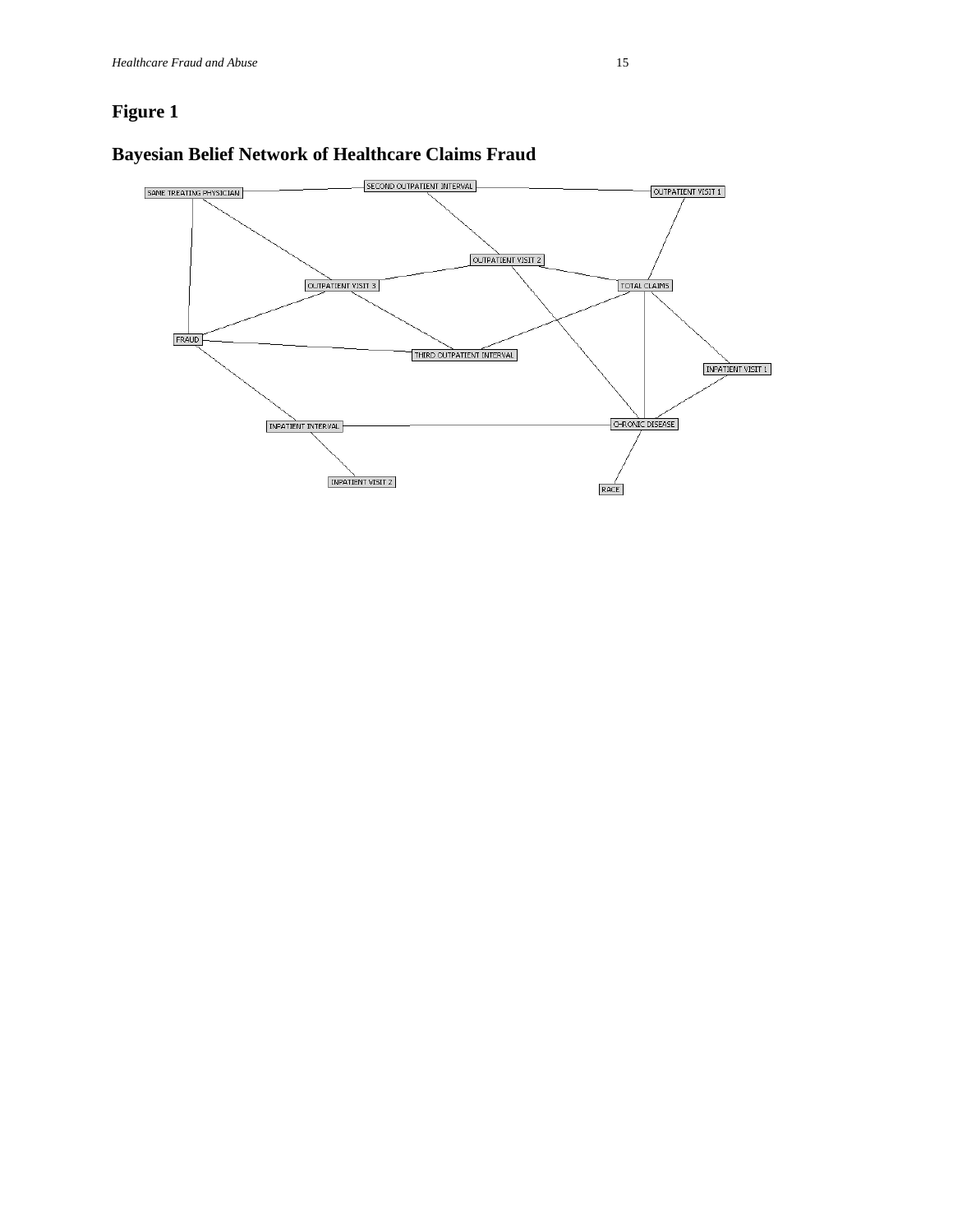## Figure 1

## Bayesian Belief Network of Healthcare Claims Fraud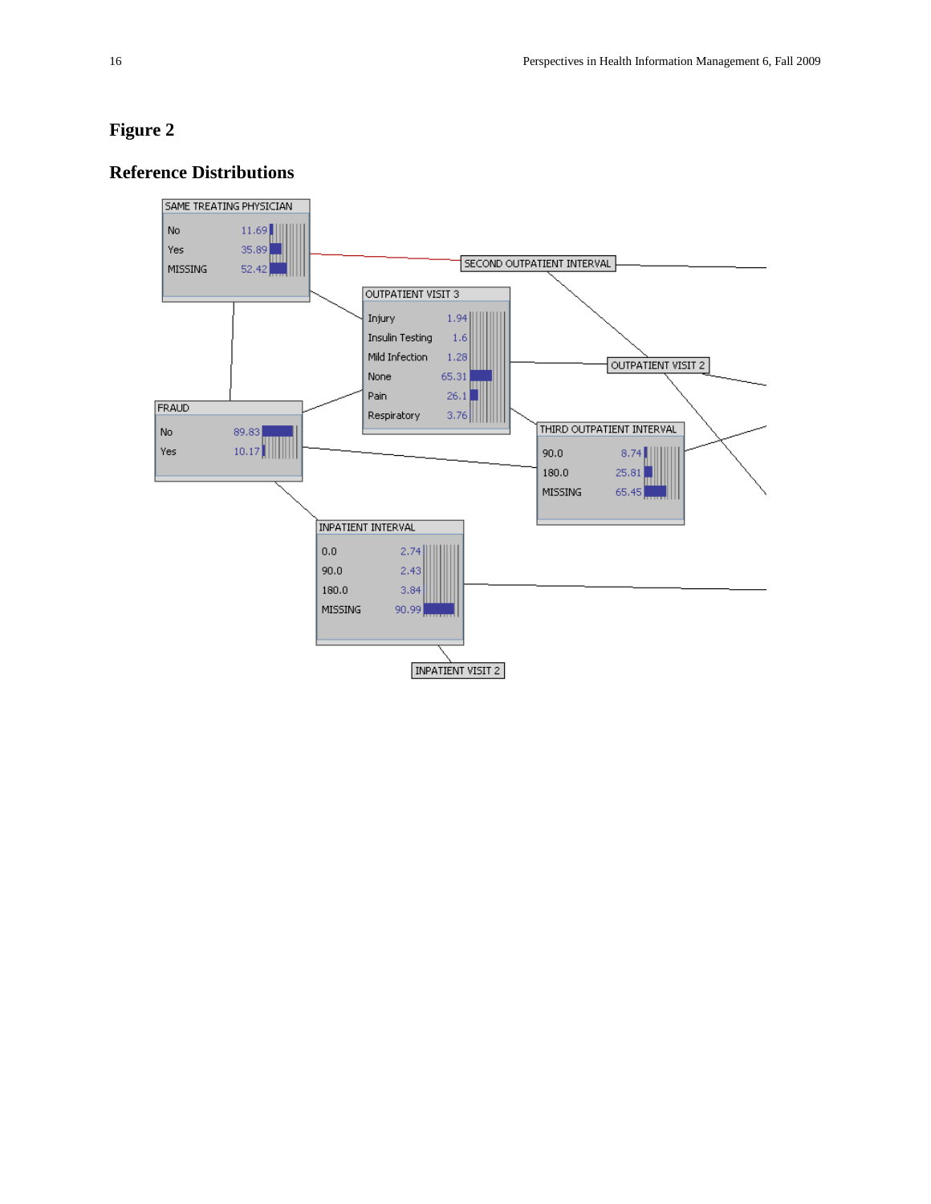## Figure 2

## Reference Distributions

SAME TREATING PHYSICIAN

| | |
|---|---|
| No | 11.69 |
| Yes | 35.89 |
| MISSING | 52.42 |

OUTPATIENT VISIT 3

| | |
|---|---|
| Injury | 1.94 |
| Insulin Testing | 1.6 |
| Mild Infection | 1.28 |
| None | 65.31 |
| Pain | 26.1 |
| Respiratory | 3.76 |

SECOND OUTPATIENT INTERVAL

OUTPATIENT VISIT 2

FRAUD

| | |
|---|---|
| No | 89.83 |
| Yes | 10.17 |

THIRD OUTPATIENT INTERVAL

| | |
|---|---|
| 90.0 | 8.74 |
| 180.0 | 25.81 |
| MISSING | 65.45 |

INPATIENT INTERVAL

| | |
|---|---|
| 0.0 | 2.74 |
| 90.0 | 2.43 |
| 180.0 | 3.84 |
| MISSING | 90.99 |

INPATIENT VISIT 2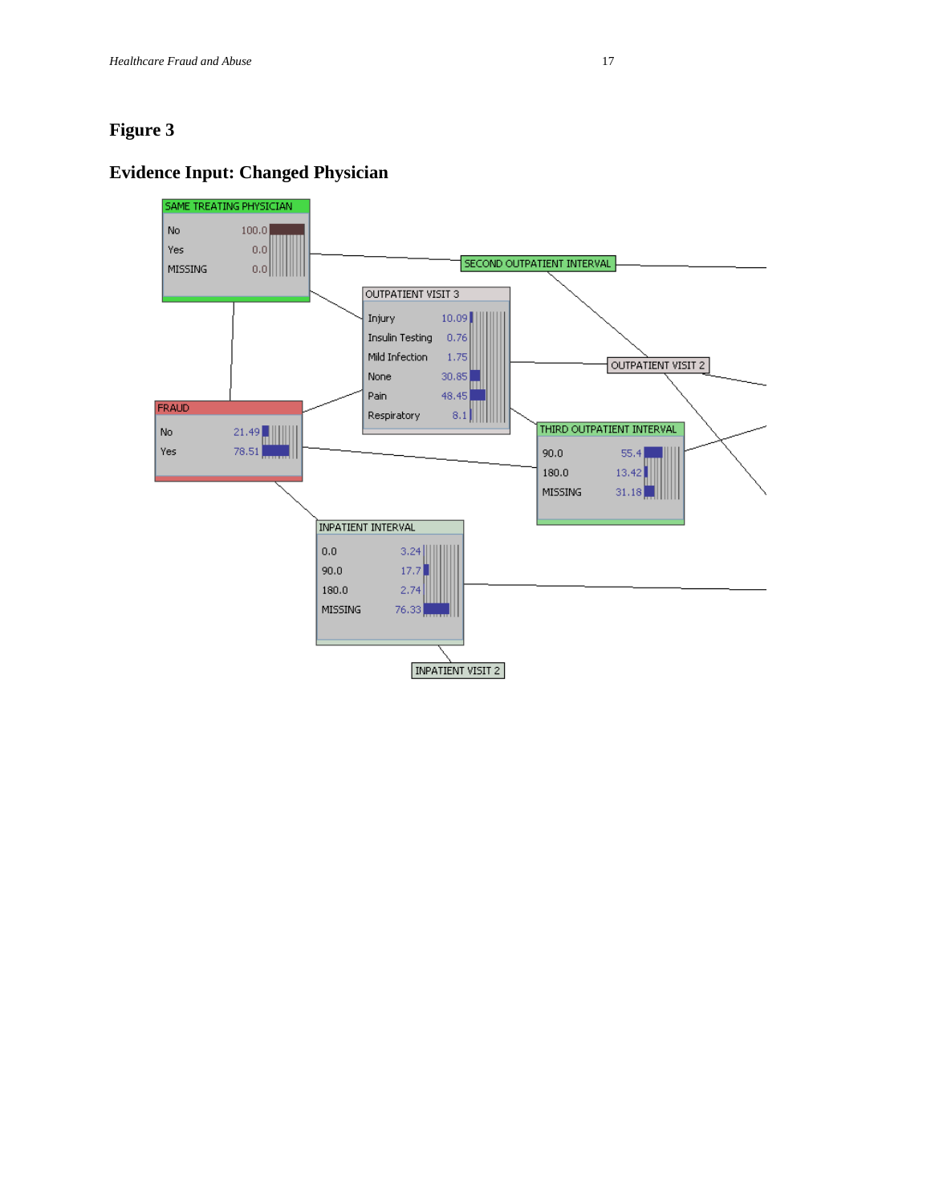# Figure 3

## Evidence Input: Changed Physician

| SAME TREATING PHYSICIAN | |
|---|---|
| No | 100.0 |
| Yes | 0.0 |
| MISSING | 0.0 |

| OUTPATIENT VISIT 3 | |
|---|---|
| Injury | 10.09 |
| Insulin Testing | 0.76 |
| Mild Infection | 1.75 |
| None | 30.85 |
| Pain | 48.45 |
| Respiratory | 8.1 |

SECOND OUTPATIENT INTERVAL

OUTPATIENT VISIT 2

| FRAUD | |
|---|---|
| No | 21.49 |
| Yes | 78.51 |

| THIRD OUTPATIENT INTERVAL | |
|---|---|
| 90.0 | 55.4 |
| 180.0 | 13.42 |
| MISSING | 31.18 |

| INPATIENT INTERVAL | |
|---|---|
| 0.0 | 3.24 |
| 90.0 | 17.7 |
| 180.0 | 2.74 |
| MISSING | 76.33 |

INPATIENT VISIT 2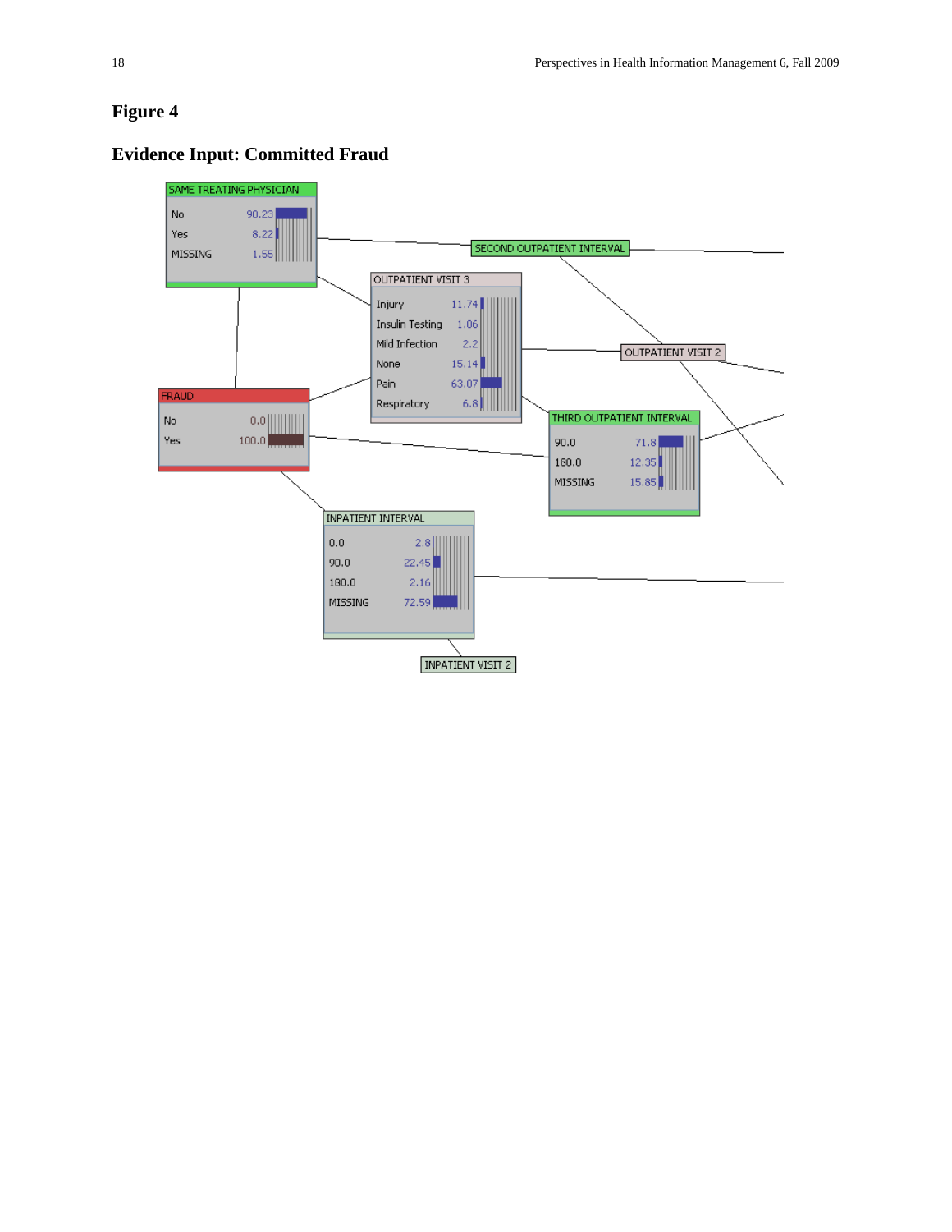# Figure 4

## Evidence Input: Committed Fraud

| SAME TREATING PHYSICIAN | |
|---|---|
| No | 90.23 |
| Yes | 8.22 |
| MISSING | 1.55 |

| FRAUD | |
|---|---|
| No | 0.0 |
| Yes | 100.0 |

| OUTPATIENT VISIT 3 | |
|---|---|
| Injury | 11.74 |
| Insulin Testing | 1.06 |
| Mild Infection | 2.2 |
| None | 15.14 |
| Pain | 63.07 |
| Respiratory | 6.8 |

| THIRD OUTPATIENT INTERVAL | |
|---|---|
| 90.0 | 71.8 |
| 180.0 | 12.35 |
| MISSING | 15.85 |

| INPATIENT INTERVAL | |
|---|---|
| 0.0 | 2.8 |
| 90.0 | 22.45 |
| 180.0 | 2.16 |
| MISSING | 72.59 |

SECOND OUTPATIENT INTERVAL

OUTPATIENT VISIT 2

INPATIENT VISIT 2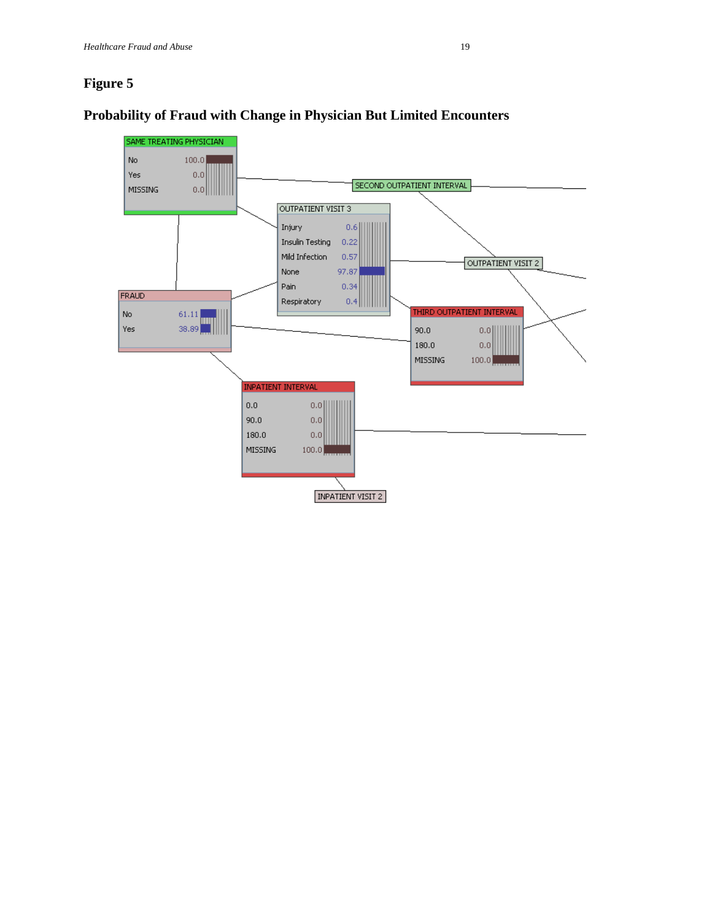## Figure 5

### Probability of Fraud with Change in Physician But Limited Encounters

SAME TREATING PHYSICIAN

| | |
|---|---|
| No | 100.0 |
| Yes | 0.0 |
| MISSING | 0.0 |

SECOND OUTPATIENT INTERVAL

OUTPATIENT VISIT 3

| | |
|---|---|
| Injury | 0.6 |
| Insulin Testing | 0.22 |
| Mild Infection | 0.57 |
| None | 97.87 |
| Pain | 0.34 |
| Respiratory | 0.4 |

OUTPATIENT VISIT 2

FRAUD

| | |
|---|---|
| No | 61.11 |
| Yes | 38.89 |

THIRD OUTPATIENT INTERVAL

| | |
|---|---|
| 90.0 | 0.0 |
| 180.0 | 0.0 |
| MISSING | 100.0 |

INPATIENT INTERVAL

| | |
|---|---|
| 0.0 | 0.0 |
| 90.0 | 0.0 |
| 180.0 | 0.0 |
| MISSING | 100.0 |

INPATIENT VISIT 2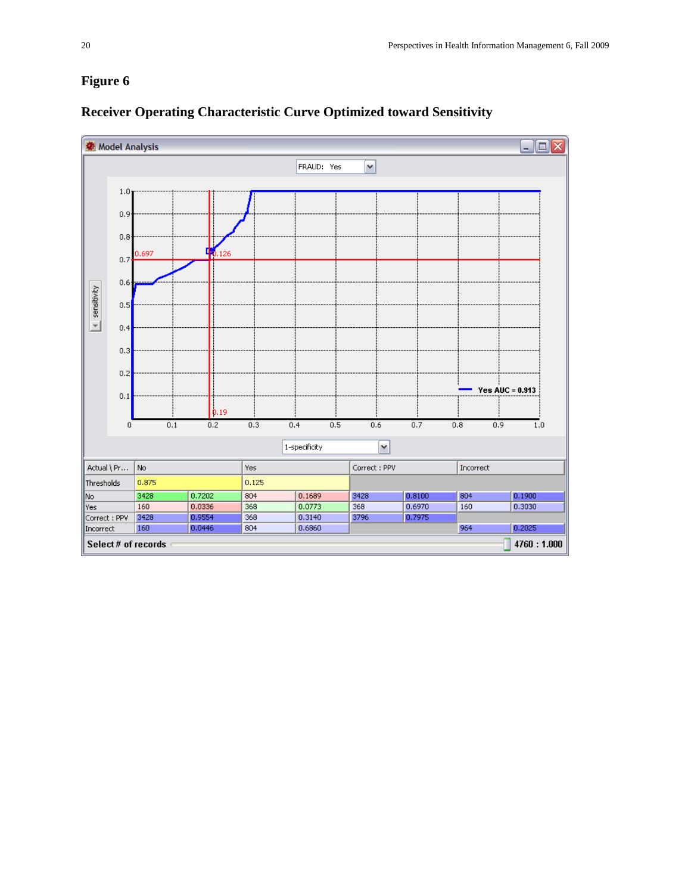## Figure 6

## Receiver Operating Characteristic Curve Optimized toward Sensitivity

| Actual \ Pr... | No | | Yes | | Correct : PPV | | Incorrect | |
|---|---|---|---|---|---|---|---|---|
| Thresholds | 0.875 | | 0.125 | | | | | |
| No | 3428 | 0.7202 | 804 | 0.1689 | 3428 | 0.8100 | 804 | 0.1900 |
| Yes | 160 | 0.0336 | 368 | 0.0773 | 368 | 0.6970 | 160 | 0.3030 |
| Correct : PPV | 3428 | 0.9554 | 368 | 0.3140 | 3796 | 0.7975 | | |
| Incorrect | 160 | 0.0446 | 804 | 0.6860 | | | 964 | 0.2025 |

Select # of records 4760 : 1.000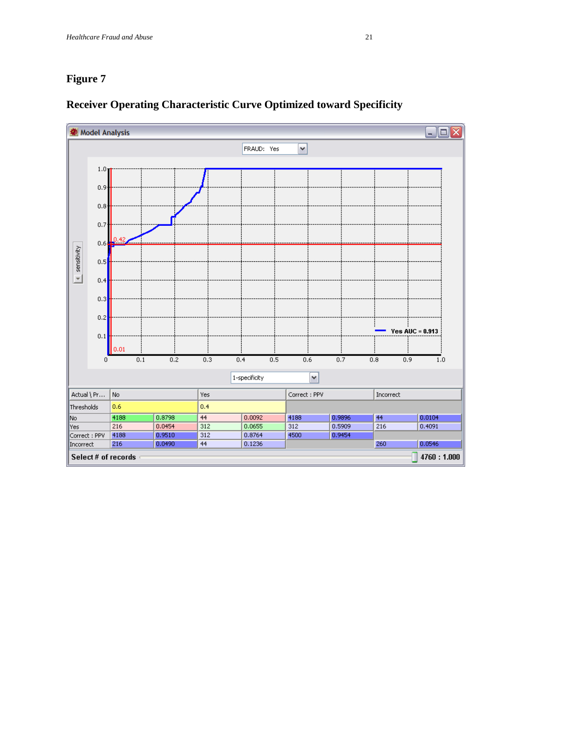# Figure 7

## Receiver Operating Characteristic Curve Optimized toward Specificity

| Actual \ Pr... | No | | Yes | | Correct : PPV | | Incorrect | |
|---|---|---|---|---|---|---|---|---|
| Thresholds | 0.6 | | 0.4 | | | | | |
| No | 4188 | 0.8798 | 44 | 0.0092 | 4188 | 0.9896 | 44 | 0.0104 |
| Yes | 216 | 0.0454 | 312 | 0.0655 | 312 | 0.5909 | 216 | 0.4091 |
| Correct : PPV | 4188 | 0.9510 | 312 | 0.8764 | 4500 | 0.9454 | | |
| Incorrect | 216 | 0.0490 | 44 | 0.1236 | | | 260 | 0.0546 |

Select # of records 4760 : 1.000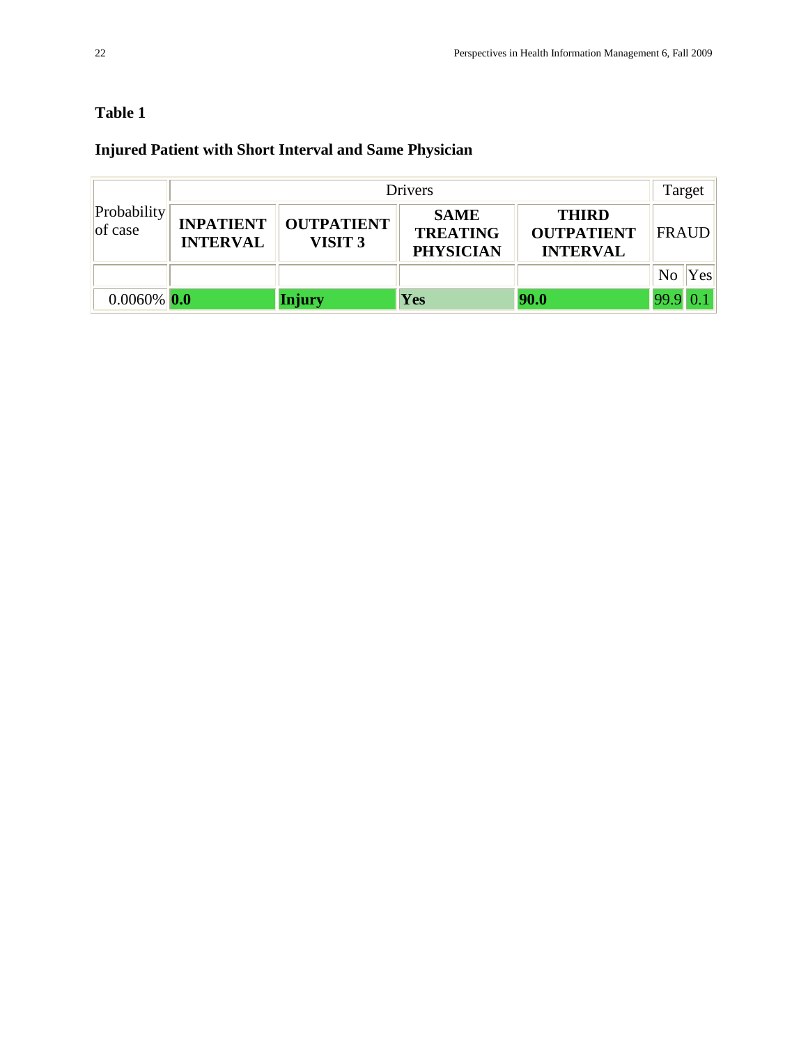**Table 1**

**Injured Patient with Short Interval and Same Physician**

| Probability of case | Drivers | | | | Target | |
|---|---|---|---|---|---|---|
| | **INPATIENT INTERVAL** | **OUTPATIENT VISIT 3** | **SAME TREATING PHYSICIAN** | **THIRD OUTPATIENT INTERVAL** | FRAUD | |
| | | | | | No | Yes |
| 0.0060% | **0.0** | **Injury** | **Yes** | **90.0** | 99.9 | 0.1 |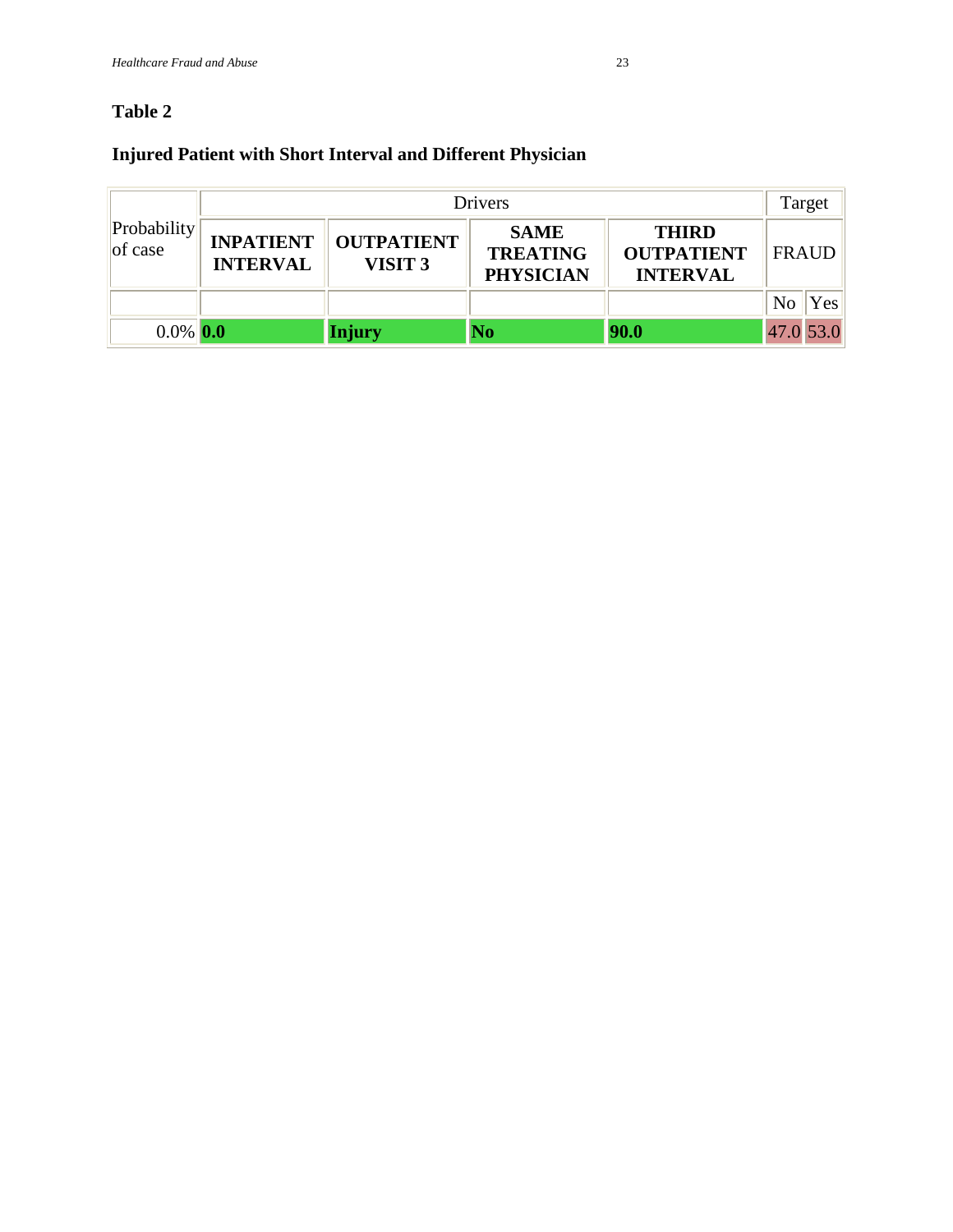**Table 2**

**Injured Patient with Short Interval and Different Physician**

| Probability of case | Drivers | | | | Target | |
|---|---|---|---|---|---|---|
| | **INPATIENT INTERVAL** | **OUTPATIENT VISIT 3** | **SAME TREATING PHYSICIAN** | **THIRD OUTPATIENT INTERVAL** | FRAUD | |
| | | | | | No | Yes |
| 0.0% | **0.0** | **Injury** | **No** | **90.0** | 47.0 | 53.0 |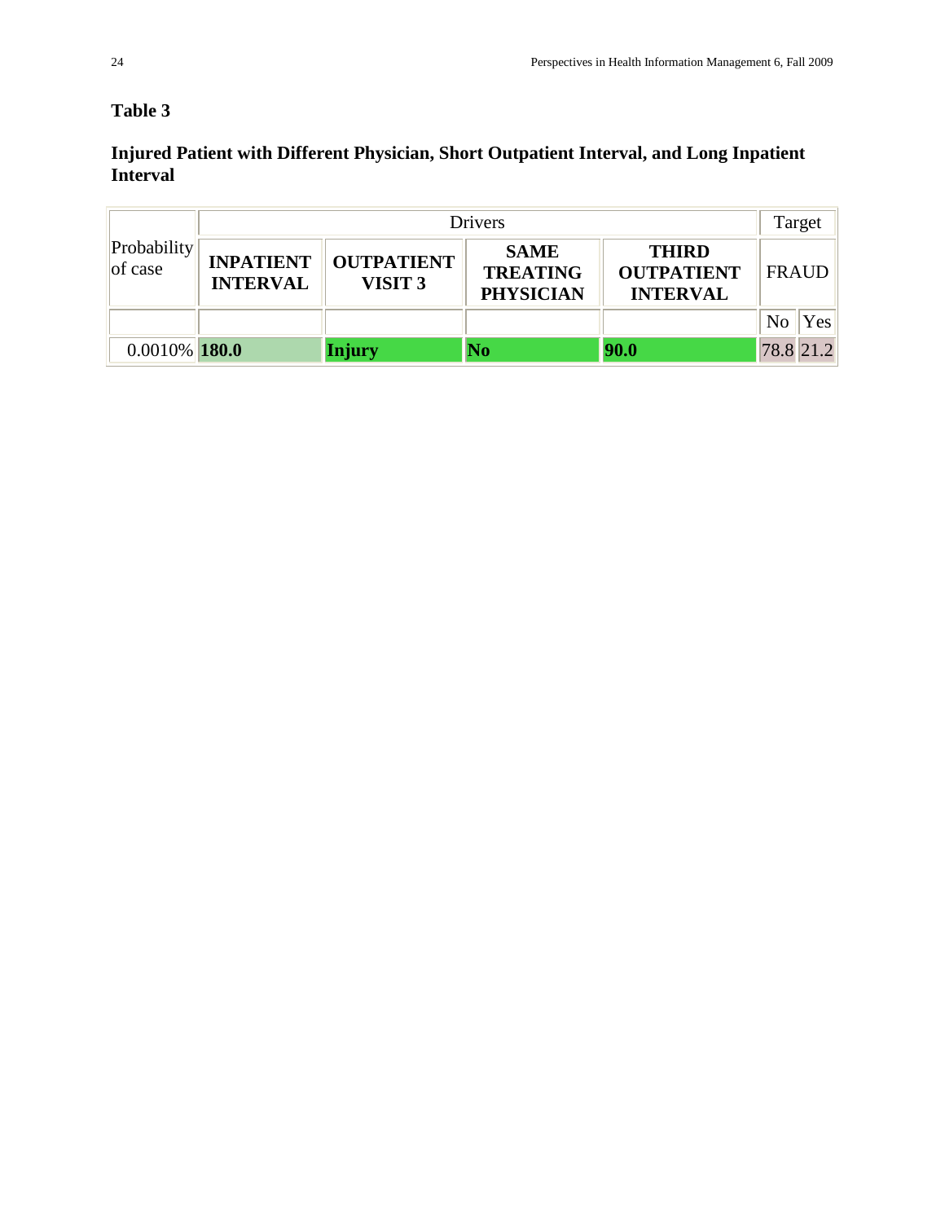## Table 3

### Injured Patient with Different Physician, Short Outpatient Interval, and Long Inpatient Interval

| Probability of case | Drivers | | | | Target | |
|---|---|---|---|---|---|---|
| | **INPATIENT INTERVAL** | **OUTPATIENT VISIT 3** | **SAME TREATING PHYSICIAN** | **THIRD OUTPATIENT INTERVAL** | FRAUD | |
| | | | | | No | Yes |
| 0.0010% | **180.0** | **Injury** | **No** | **90.0** | 78.8 | 21.2 |